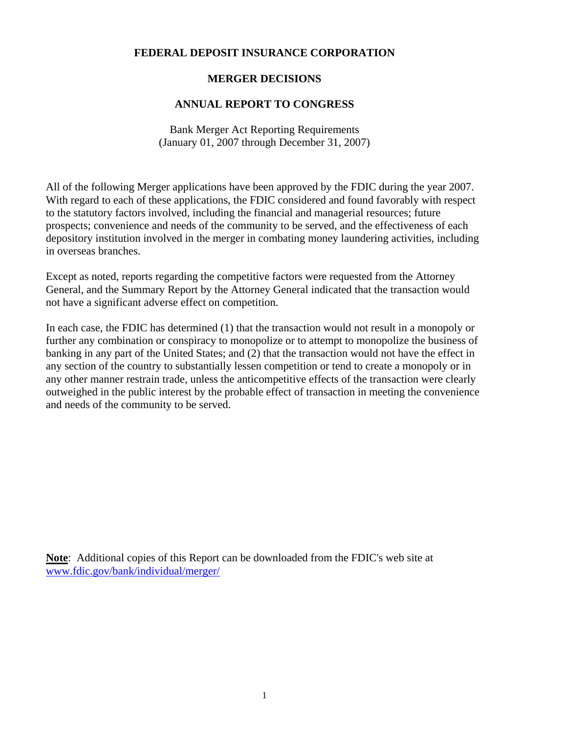# FEDERAL DEPOSIT INSURANCE CORPORATION

## MERGER DECISIONS

## ANNUAL REPORT TO CONGRESS

Bank Merger Act Reporting Requirements
(January 01, 2007 through December 31, 2007)

All of the following Merger applications have been approved by the FDIC during the year 2007. With regard to each of these applications, the FDIC considered and found favorably with respect to the statutory factors involved, including the financial and managerial resources; future prospects; convenience and needs of the community to be served, and the effectiveness of each depository institution involved in the merger in combating money laundering activities, including in overseas branches.

Except as noted, reports regarding the competitive factors were requested from the Attorney General, and the Summary Report by the Attorney General indicated that the transaction would not have a significant adverse effect on competition.

In each case, the FDIC has determined (1) that the transaction would not result in a monopoly or further any combination or conspiracy to monopolize or to attempt to monopolize the business of banking in any part of the United States; and (2) that the transaction would not have the effect in any section of the country to substantially lessen competition or tend to create a monopoly or in any other manner restrain trade, unless the anticompetitive effects of the transaction were clearly outweighed in the public interest by the probable effect of transaction in meeting the convenience and needs of the community to be served.

**Note**: Additional copies of this Report can be downloaded from the FDIC's web site at www.fdic.gov/bank/individual/merger/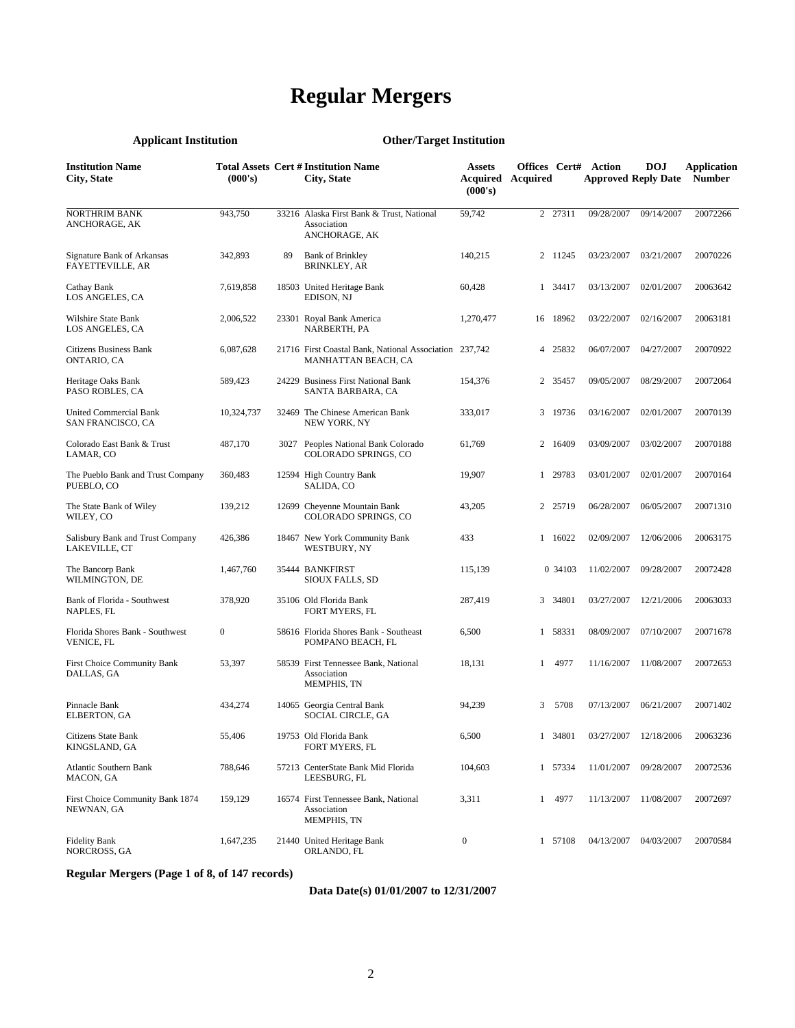# Regular Mergers

| Applicant Institution | | | Other/Target Institution | | | | | | |
|---|---|---|---|---|---|---|---|---|---|
| **Institution Name City, State** | **Total Assets (000's)** | **Cert #** | **Institution Name City, State** | **Assets Acquired (000's)** | **Offices Acquired** | **Cert#** | **Action Approved** | **DOJ Reply Date** | **Application Number** |
| NORTHRIM BANK ANCHORAGE, AK | 943,750 | 33216 | Alaska First Bank & Trust, National Association ANCHORAGE, AK | 59,742 | 2 | 27311 | 09/28/2007 | 09/14/2007 | 20072266 |
| Signature Bank of Arkansas FAYETTEVILLE, AR | 342,893 | 89 | Bank of Brinkley BRINKLEY, AR | 140,215 | 2 | 11245 | 03/23/2007 | 03/21/2007 | 20070226 |
| Cathay Bank LOS ANGELES, CA | 7,619,858 | 18503 | United Heritage Bank EDISON, NJ | 60,428 | 1 | 34417 | 03/13/2007 | 02/01/2007 | 20063642 |
| Wilshire State Bank LOS ANGELES, CA | 2,006,522 | 23301 | Royal Bank America NARBERTH, PA | 1,270,477 | 16 | 18962 | 03/22/2007 | 02/16/2007 | 20063181 |
| Citizens Business Bank ONTARIO, CA | 6,087,628 | 21716 | First Coastal Bank, National Association MANHATTAN BEACH, CA | 237,742 | 4 | 25832 | 06/07/2007 | 04/27/2007 | 20070922 |
| Heritage Oaks Bank PASO ROBLES, CA | 589,423 | 24229 | Business First National Bank SANTA BARBARA, CA | 154,376 | 2 | 35457 | 09/05/2007 | 08/29/2007 | 20072064 |
| United Commercial Bank SAN FRANCISCO, CA | 10,324,737 | 32469 | The Chinese American Bank NEW YORK, NY | 333,017 | 3 | 19736 | 03/16/2007 | 02/01/2007 | 20070139 |
| Colorado East Bank & Trust LAMAR, CO | 487,170 | 3027 | Peoples National Bank Colorado COLORADO SPRINGS, CO | 61,769 | 2 | 16409 | 03/09/2007 | 03/02/2007 | 20070188 |
| The Pueblo Bank and Trust Company PUEBLO, CO | 360,483 | 12594 | High Country Bank SALIDA, CO | 19,907 | 1 | 29783 | 03/01/2007 | 02/01/2007 | 20070164 |
| The State Bank of Wiley WILEY, CO | 139,212 | 12699 | Cheyenne Mountain Bank COLORADO SPRINGS, CO | 43,205 | 2 | 25719 | 06/28/2007 | 06/05/2007 | 20071310 |
| Salisbury Bank and Trust Company LAKEVILLE, CT | 426,386 | 18467 | New York Community Bank WESTBURY, NY | 433 | 1 | 16022 | 02/09/2007 | 12/06/2006 | 20063175 |
| The Bancorp Bank WILMINGTON, DE | 1,467,760 | 35444 | BANKFIRST SIOUX FALLS, SD | 115,139 | 0 | 34103 | 11/02/2007 | 09/28/2007 | 20072428 |
| Bank of Florida - Southwest NAPLES, FL | 378,920 | 35106 | Old Florida Bank FORT MYERS, FL | 287,419 | 3 | 34801 | 03/27/2007 | 12/21/2006 | 20063033 |
| Florida Shores Bank - Southwest VENICE, FL | 0 | 58616 | Florida Shores Bank - Southeast POMPANO BEACH, FL | 6,500 | 1 | 58331 | 08/09/2007 | 07/10/2007 | 20071678 |
| First Choice Community Bank DALLAS, GA | 53,397 | 58539 | First Tennessee Bank, National Association MEMPHIS, TN | 18,131 | 1 | 4977 | 11/16/2007 | 11/08/2007 | 20072653 |
| Pinnacle Bank ELBERTON, GA | 434,274 | 14065 | Georgia Central Bank SOCIAL CIRCLE, GA | 94,239 | 3 | 5708 | 07/13/2007 | 06/21/2007 | 20071402 |
| Citizens State Bank KINGSLAND, GA | 55,406 | 19753 | Old Florida Bank FORT MYERS, FL | 6,500 | 1 | 34801 | 03/27/2007 | 12/18/2006 | 20063236 |
| Atlantic Southern Bank MACON, GA | 788,646 | 57213 | CenterState Bank Mid Florida LEESBURG, FL | 104,603 | 1 | 57334 | 11/01/2007 | 09/28/2007 | 20072536 |
| First Choice Community Bank 1874 NEWNAN, GA | 159,129 | 16574 | First Tennessee Bank, National Association MEMPHIS, TN | 3,311 | 1 | 4977 | 11/13/2007 | 11/08/2007 | 20072697 |
| Fidelity Bank NORCROSS, GA | 1,647,235 | 21440 | United Heritage Bank ORLANDO, FL | 0 | 1 | 57108 | 04/13/2007 | 04/03/2007 | 20070584 |

**Regular Mergers (Page 1 of 8, of 147 records)**

**Data Date(s) 01/01/2007 to 12/31/2007**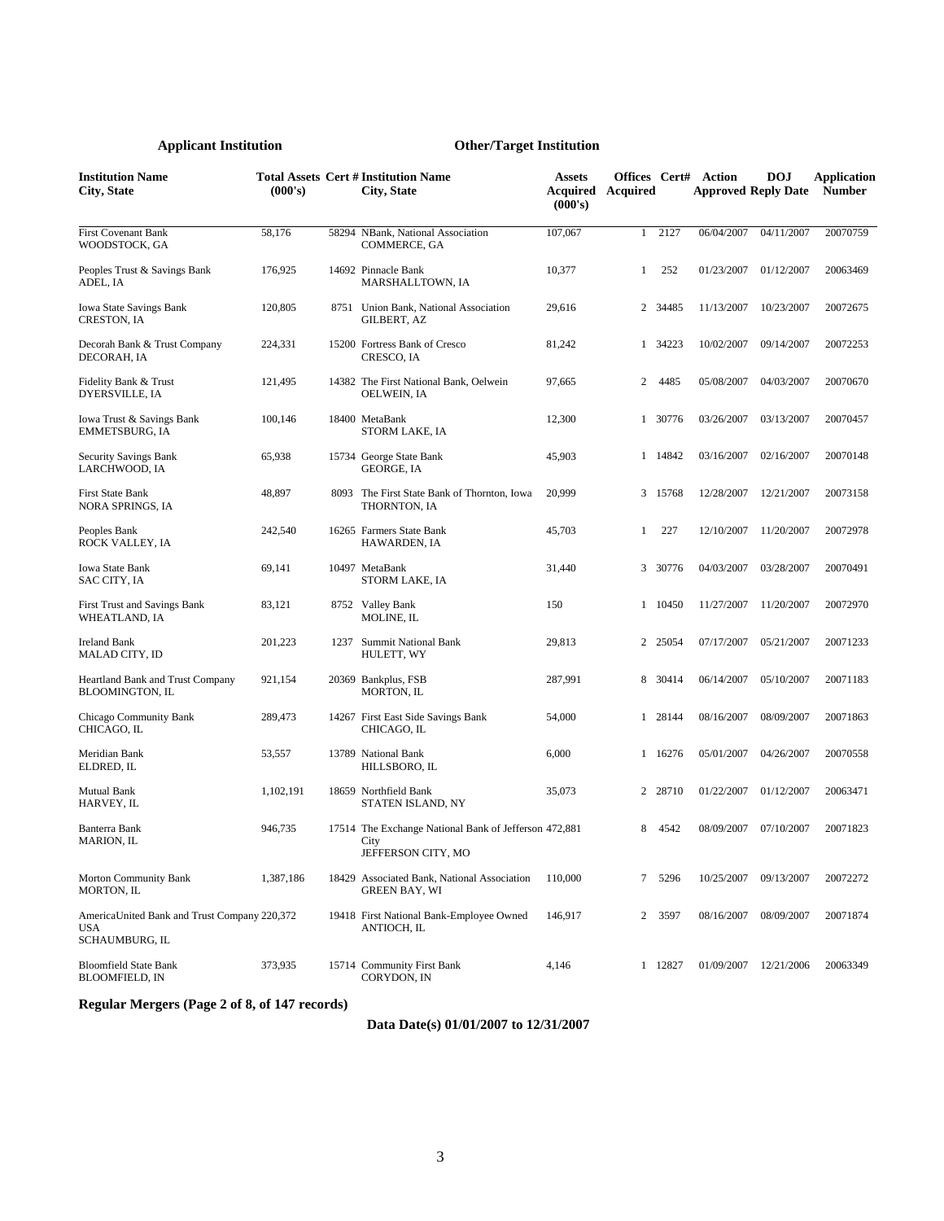| Applicant Institution | | | Other/Target Institution | | | | | | | |
|---|---|---|---|---|---|---|---|---|---|---|
| **Institution Name City, State** | **Total Assets (000's)** | **Cert #** | **Institution Name City, State** | **Assets Acquired (000's)** | **Offices Acquired** | **Cert#** | **Action Approved** | **DOJ Reply Date** | **Application Number** |
| First Covenant Bank WOODSTOCK, GA | 58,176 | 58294 | NBank, National Association COMMERCE, GA | 107,067 | 1 | 2127 | 06/04/2007 | 04/11/2007 | 20070759 |
| Peoples Trust & Savings Bank ADEL, IA | 176,925 | 14692 | Pinnacle Bank MARSHALLTOWN, IA | 10,377 | 1 | 252 | 01/23/2007 | 01/12/2007 | 20063469 |
| Iowa State Savings Bank CRESTON, IA | 120,805 | 8751 | Union Bank, National Association GILBERT, AZ | 29,616 | 2 | 34485 | 11/13/2007 | 10/23/2007 | 20072675 |
| Decorah Bank & Trust Company DECORAH, IA | 224,331 | 15200 | Fortress Bank of Cresco CRESCO, IA | 81,242 | 1 | 34223 | 10/02/2007 | 09/14/2007 | 20072253 |
| Fidelity Bank & Trust DYERSVILLE, IA | 121,495 | 14382 | The First National Bank, Oelwein OELWEIN, IA | 97,665 | 2 | 4485 | 05/08/2007 | 04/03/2007 | 20070670 |
| Iowa Trust & Savings Bank EMMETSBURG, IA | 100,146 | 18400 | MetaBank STORM LAKE, IA | 12,300 | 1 | 30776 | 03/26/2007 | 03/13/2007 | 20070457 |
| Security Savings Bank LARCHWOOD, IA | 65,938 | 15734 | George State Bank GEORGE, IA | 45,903 | 1 | 14842 | 03/16/2007 | 02/16/2007 | 20070148 |
| First State Bank NORA SPRINGS, IA | 48,897 | 8093 | The First State Bank of Thornton, Iowa THORNTON, IA | 20,999 | 3 | 15768 | 12/28/2007 | 12/21/2007 | 20073158 |
| Peoples Bank ROCK VALLEY, IA | 242,540 | 16265 | Farmers State Bank HAWARDEN, IA | 45,703 | 1 | 227 | 12/10/2007 | 11/20/2007 | 20072978 |
| Iowa State Bank SAC CITY, IA | 69,141 | 10497 | MetaBank STORM LAKE, IA | 31,440 | 3 | 30776 | 04/03/2007 | 03/28/2007 | 20070491 |
| First Trust and Savings Bank WHEATLAND, IA | 83,121 | 8752 | Valley Bank MOLINE, IL | 150 | 1 | 10450 | 11/27/2007 | 11/20/2007 | 20072970 |
| Ireland Bank MALAD CITY, ID | 201,223 | 1237 | Summit National Bank HULETT, WY | 29,813 | 2 | 25054 | 07/17/2007 | 05/21/2007 | 20071233 |
| Heartland Bank and Trust Company BLOOMINGTON, IL | 921,154 | 20369 | Bankplus, FSB MORTON, IL | 287,991 | 8 | 30414 | 06/14/2007 | 05/10/2007 | 20071183 |
| Chicago Community Bank CHICAGO, IL | 289,473 | 14267 | First East Side Savings Bank CHICAGO, IL | 54,000 | 1 | 28144 | 08/16/2007 | 08/09/2007 | 20071863 |
| Meridian Bank ELDRED, IL | 53,557 | 13789 | National Bank HILLSBORO, IL | 6,000 | 1 | 16276 | 05/01/2007 | 04/26/2007 | 20070558 |
| Mutual Bank HARVEY, IL | 1,102,191 | 18659 | Northfield Bank STATEN ISLAND, NY | 35,073 | 2 | 28710 | 01/22/2007 | 01/12/2007 | 20063471 |
| Banterra Bank MARION, IL | 946,735 | 17514 | The Exchange National Bank of Jefferson City JEFFERSON CITY, MO | 472,881 | 8 | 4542 | 08/09/2007 | 07/10/2007 | 20071823 |
| Morton Community Bank MORTON, IL | 1,387,186 | 18429 | Associated Bank, National Association GREEN BAY, WI | 110,000 | 7 | 5296 | 10/25/2007 | 09/13/2007 | 20072272 |
| AmericaUnited Bank and Trust Company USA SCHAUMBURG, IL | 220,372 | 19418 | First National Bank-Employee Owned ANTIOCH, IL | 146,917 | 2 | 3597 | 08/16/2007 | 08/09/2007 | 20071874 |
| Bloomfield State Bank BLOOMFIELD, IN | 373,935 | 15714 | Community First Bank CORYDON, IN | 4,146 | 1 | 12827 | 01/09/2007 | 12/21/2006 | 20063349 |

**Regular Mergers (Page 2 of 8, of 147 records)**

**Data Date(s) 01/01/2007 to 12/31/2007**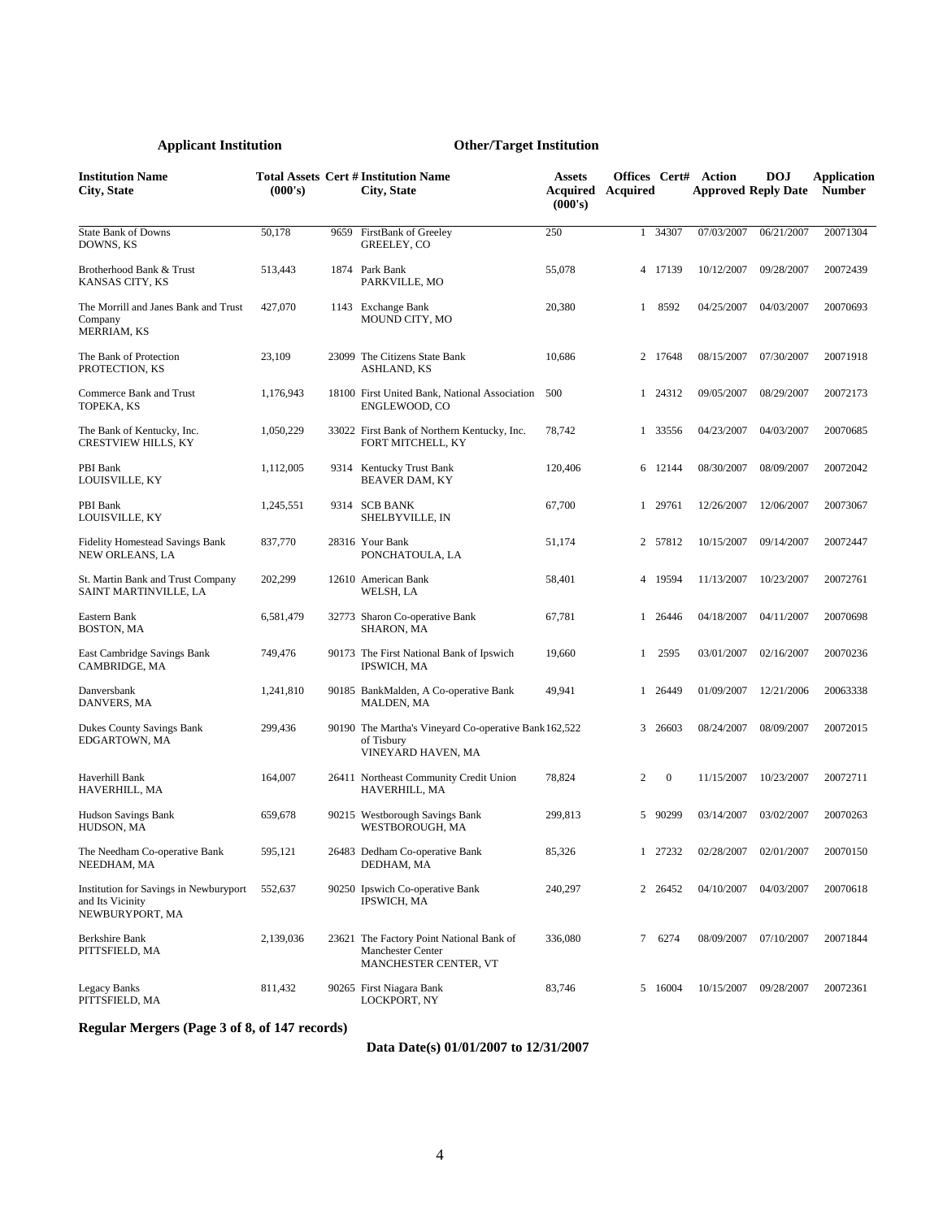| Applicant Institution | | | Other/Target Institution | | | | | | |
|---|---|---|---|---|---|---|---|---|---|
| **Institution Name City, State** | **Total Assets (000's)** | **Cert #** | **Institution Name City, State** | **Assets Acquired (000's)** | **Offices Acquired** | **Cert#** | **Action Approved** | **DOJ Reply Date** | **Application Number** |
| State Bank of Downs DOWNS, KS | 50,178 | 9659 | FirstBank of Greeley GREELEY, CO | 250 | 1 | 34307 | 07/03/2007 | 06/21/2007 | 20071304 |
| Brotherhood Bank & Trust KANSAS CITY, KS | 513,443 | 1874 | Park Bank PARKVILLE, MO | 55,078 | 4 | 17139 | 10/12/2007 | 09/28/2007 | 20072439 |
| The Morrill and Janes Bank and Trust Company MERRIAM, KS | 427,070 | 1143 | Exchange Bank MOUND CITY, MO | 20,380 | 1 | 8592 | 04/25/2007 | 04/03/2007 | 20070693 |
| The Bank of Protection PROTECTION, KS | 23,109 | 23099 | The Citizens State Bank ASHLAND, KS | 10,686 | 2 | 17648 | 08/15/2007 | 07/30/2007 | 20071918 |
| Commerce Bank and Trust TOPEKA, KS | 1,176,943 | 18100 | First United Bank, National Association ENGLEWOOD, CO | 500 | 1 | 24312 | 09/05/2007 | 08/29/2007 | 20072173 |
| The Bank of Kentucky, Inc. CRESTVIEW HILLS, KY | 1,050,229 | 33022 | First Bank of Northern Kentucky, Inc. FORT MITCHELL, KY | 78,742 | 1 | 33556 | 04/23/2007 | 04/03/2007 | 20070685 |
| PBI Bank LOUISVILLE, KY | 1,112,005 | 9314 | Kentucky Trust Bank BEAVER DAM, KY | 120,406 | 6 | 12144 | 08/30/2007 | 08/09/2007 | 20072042 |
| PBI Bank LOUISVILLE, KY | 1,245,551 | 9314 | SCB BANK SHELBYVILLE, IN | 67,700 | 1 | 29761 | 12/26/2007 | 12/06/2007 | 20073067 |
| Fidelity Homestead Savings Bank NEW ORLEANS, LA | 837,770 | 28316 | Your Bank PONCHATOULA, LA | 51,174 | 2 | 57812 | 10/15/2007 | 09/14/2007 | 20072447 |
| St. Martin Bank and Trust Company SAINT MARTINVILLE, LA | 202,299 | 12610 | American Bank WELSH, LA | 58,401 | 4 | 19594 | 11/13/2007 | 10/23/2007 | 20072761 |
| Eastern Bank BOSTON, MA | 6,581,479 | 32773 | Sharon Co-operative Bank SHARON, MA | 67,781 | 1 | 26446 | 04/18/2007 | 04/11/2007 | 20070698 |
| East Cambridge Savings Bank CAMBRIDGE, MA | 749,476 | 90173 | The First National Bank of Ipswich IPSWICH, MA | 19,660 | 1 | 2595 | 03/01/2007 | 02/16/2007 | 20070236 |
| Danversbank DANVERS, MA | 1,241,810 | 90185 | BankMalden, A Co-operative Bank MALDEN, MA | 49,941 | 1 | 26449 | 01/09/2007 | 12/21/2006 | 20063338 |
| Dukes County Savings Bank EDGARTOWN, MA | 299,436 | 90190 | The Martha's Vineyard Co-operative Bank of Tisbury VINEYARD HAVEN, MA | 162,522 | 3 | 26603 | 08/24/2007 | 08/09/2007 | 20072015 |
| Haverhill Bank HAVERHILL, MA | 164,007 | 26411 | Northeast Community Credit Union HAVERHILL, MA | 78,824 | 2 | 0 | 11/15/2007 | 10/23/2007 | 20072711 |
| Hudson Savings Bank HUDSON, MA | 659,678 | 90215 | Westborough Savings Bank WESTBOROUGH, MA | 299,813 | 5 | 90299 | 03/14/2007 | 03/02/2007 | 20070263 |
| The Needham Co-operative Bank NEEDHAM, MA | 595,121 | 26483 | Dedham Co-operative Bank DEDHAM, MA | 85,326 | 1 | 27232 | 02/28/2007 | 02/01/2007 | 20070150 |
| Institution for Savings in Newburyport and Its Vicinity NEWBURYPORT, MA | 552,637 | 90250 | Ipswich Co-operative Bank IPSWICH, MA | 240,297 | 2 | 26452 | 04/10/2007 | 04/03/2007 | 20070618 |
| Berkshire Bank PITTSFIELD, MA | 2,139,036 | 23621 | The Factory Point National Bank of Manchester Center MANCHESTER CENTER, VT | 336,080 | 7 | 6274 | 08/09/2007 | 07/10/2007 | 20071844 |
| Legacy Banks PITTSFIELD, MA | 811,432 | 90265 | First Niagara Bank LOCKPORT, NY | 83,746 | 5 | 16004 | 10/15/2007 | 09/28/2007 | 20072361 |

**Regular Mergers (Page 3 of 8, of 147 records)**

**Data Date(s) 01/01/2007 to 12/31/2007**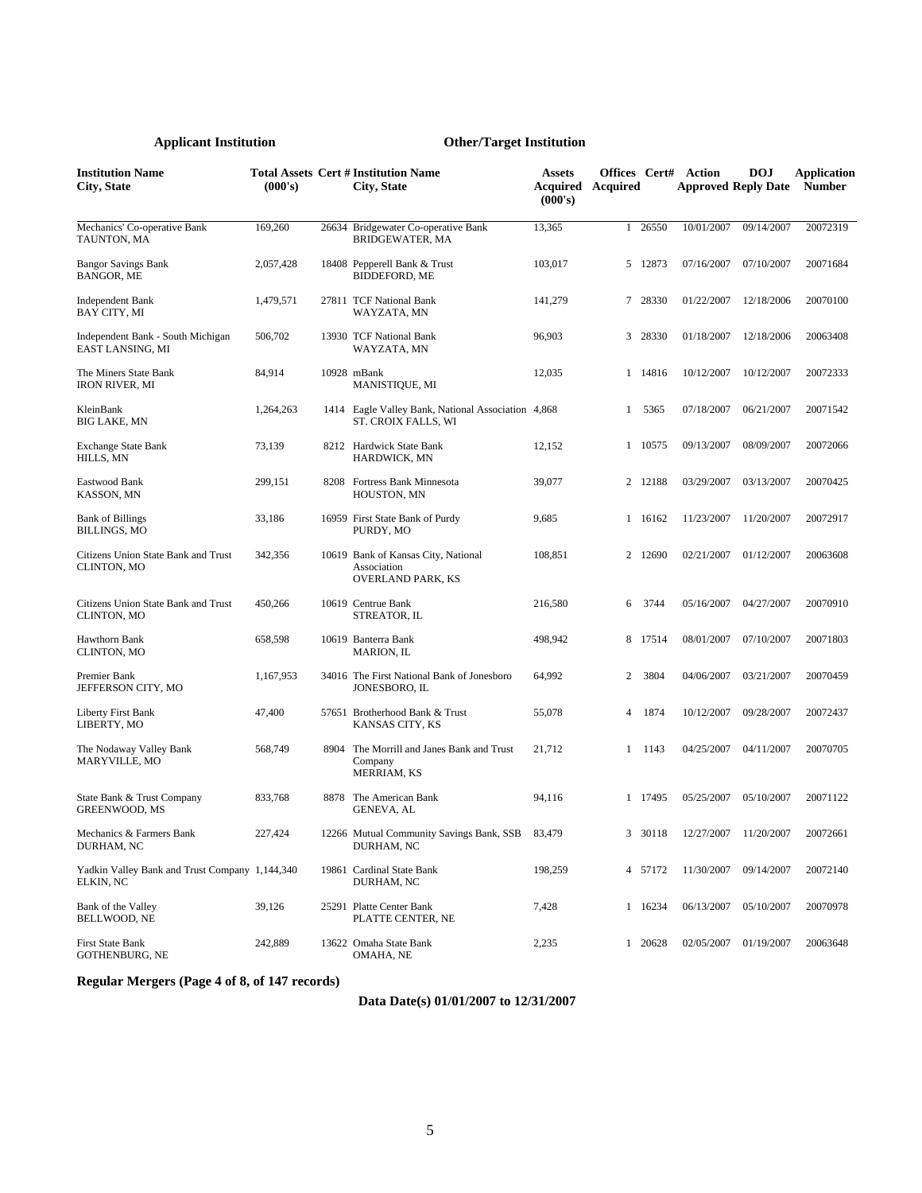| **Applicant Institution** | | | **Other/Target Institution** | | | | | | |
|---|---|---|---|---|---|---|---|---|---|
| **Institution Name City, State** | **Total Assets (000's)** | **Cert #** | **Institution Name City, State** | **Assets Acquired (000's)** | **Offices Acquired** | **Cert#** | **Action Approved** | **DOJ Reply Date** | **Application Number** |
| Mechanics' Co-operative Bank TAUNTON, MA | 169,260 | 26634 | Bridgewater Co-operative Bank BRIDGEWATER, MA | 13,365 | 1 | 26550 | 10/01/2007 | 09/14/2007 | 20072319 |
| Bangor Savings Bank BANGOR, ME | 2,057,428 | 18408 | Pepperell Bank & Trust BIDDEFORD, ME | 103,017 | 5 | 12873 | 07/16/2007 | 07/10/2007 | 20071684 |
| Independent Bank BAY CITY, MI | 1,479,571 | 27811 | TCF National Bank WAYZATA, MN | 141,279 | 7 | 28330 | 01/22/2007 | 12/18/2006 | 20070100 |
| Independent Bank - South Michigan EAST LANSING, MI | 506,702 | 13930 | TCF National Bank WAYZATA, MN | 96,903 | 3 | 28330 | 01/18/2007 | 12/18/2006 | 20063408 |
| The Miners State Bank IRON RIVER, MI | 84,914 | 10928 | mBank MANISTIQUE, MI | 12,035 | 1 | 14816 | 10/12/2007 | 10/12/2007 | 20072333 |
| KleinBank BIG LAKE, MN | 1,264,263 | 1414 | Eagle Valley Bank, National Association ST. CROIX FALLS, WI | 4,868 | 1 | 5365 | 07/18/2007 | 06/21/2007 | 20071542 |
| Exchange State Bank HILLS, MN | 73,139 | 8212 | Hardwick State Bank HARDWICK, MN | 12,152 | 1 | 10575 | 09/13/2007 | 08/09/2007 | 20072066 |
| Eastwood Bank KASSON, MN | 299,151 | 8208 | Fortress Bank Minnesota HOUSTON, MN | 39,077 | 2 | 12188 | 03/29/2007 | 03/13/2007 | 20070425 |
| Bank of Billings BILLINGS, MO | 33,186 | 16959 | First State Bank of Purdy PURDY, MO | 9,685 | 1 | 16162 | 11/23/2007 | 11/20/2007 | 20072917 |
| Citizens Union State Bank and Trust CLINTON, MO | 342,356 | 10619 | Bank of Kansas City, National Association OVERLAND PARK, KS | 108,851 | 2 | 12690 | 02/21/2007 | 01/12/2007 | 20063608 |
| Citizens Union State Bank and Trust CLINTON, MO | 450,266 | 10619 | Centrue Bank STREATOR, IL | 216,580 | 6 | 3744 | 05/16/2007 | 04/27/2007 | 20070910 |
| Hawthorn Bank CLINTON, MO | 658,598 | 10619 | Banterra Bank MARION, IL | 498,942 | 8 | 17514 | 08/01/2007 | 07/10/2007 | 20071803 |
| Premier Bank JEFFERSON CITY, MO | 1,167,953 | 34016 | The First National Bank of Jonesboro JONESBORO, IL | 64,992 | 2 | 3804 | 04/06/2007 | 03/21/2007 | 20070459 |
| Liberty First Bank LIBERTY, MO | 47,400 | 57651 | Brotherhood Bank & Trust KANSAS CITY, KS | 55,078 | 4 | 1874 | 10/12/2007 | 09/28/2007 | 20072437 |
| The Nodaway Valley Bank MARYVILLE, MO | 568,749 | 8904 | The Morrill and Janes Bank and Trust Company MERRIAM, KS | 21,712 | 1 | 1143 | 04/25/2007 | 04/11/2007 | 20070705 |
| State Bank & Trust Company GREENWOOD, MS | 833,768 | 8878 | The American Bank GENEVA, AL | 94,116 | 1 | 17495 | 05/25/2007 | 05/10/2007 | 20071122 |
| Mechanics & Farmers Bank DURHAM, NC | 227,424 | 12266 | Mutual Community Savings Bank, SSB DURHAM, NC | 83,479 | 3 | 30118 | 12/27/2007 | 11/20/2007 | 20072661 |
| Yadkin Valley Bank and Trust Company ELKIN, NC | 1,144,340 | 19861 | Cardinal State Bank DURHAM, NC | 198,259 | 4 | 57172 | 11/30/2007 | 09/14/2007 | 20072140 |
| Bank of the Valley BELLWOOD, NE | 39,126 | 25291 | Platte Center Bank PLATTE CENTER, NE | 7,428 | 1 | 16234 | 06/13/2007 | 05/10/2007 | 20070978 |
| First State Bank GOTHENBURG, NE | 242,889 | 13622 | Omaha State Bank OMAHA, NE | 2,235 | 1 | 20628 | 02/05/2007 | 01/19/2007 | 20063648 |

**Regular Mergers (Page 4 of 8, of 147 records)**

**Data Date(s) 01/01/2007 to 12/31/2007**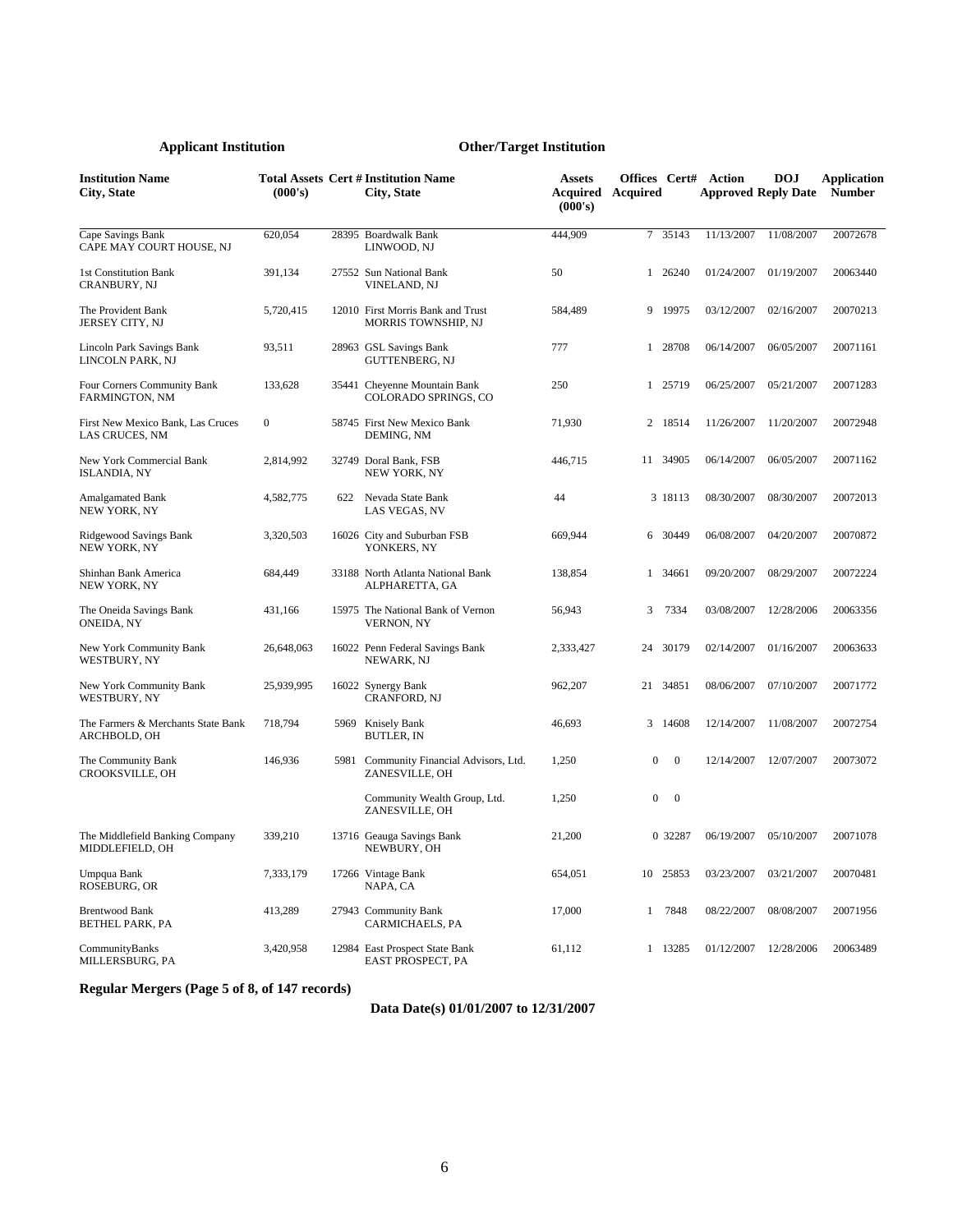| Applicant Institution | | | Other/Target Institution | | | | | | |
|---|---|---|---|---|---|---|---|---|---|
| **Institution Name City, State** | **Total Assets (000's)** | **Cert #** | **Institution Name City, State** | **Assets Acquired (000's)** | **Offices Acquired** | **Cert#** | **Action Approved** | **DOJ Reply Date** | **Application Number** |
| Cape Savings Bank CAPE MAY COURT HOUSE, NJ | 620,054 | 28395 | Boardwalk Bank LINWOOD, NJ | 444,909 | 7 | 35143 | 11/13/2007 | 11/08/2007 | 20072678 |
| 1st Constitution Bank CRANBURY, NJ | 391,134 | 27552 | Sun National Bank VINELAND, NJ | 50 | 1 | 26240 | 01/24/2007 | 01/19/2007 | 20063440 |
| The Provident Bank JERSEY CITY, NJ | 5,720,415 | 12010 | First Morris Bank and Trust MORRIS TOWNSHIP, NJ | 584,489 | 9 | 19975 | 03/12/2007 | 02/16/2007 | 20070213 |
| Lincoln Park Savings Bank LINCOLN PARK, NJ | 93,511 | 28963 | GSL Savings Bank GUTTENBERG, NJ | 777 | 1 | 28708 | 06/14/2007 | 06/05/2007 | 20071161 |
| Four Corners Community Bank FARMINGTON, NM | 133,628 | 35441 | Cheyenne Mountain Bank COLORADO SPRINGS, CO | 250 | 1 | 25719 | 06/25/2007 | 05/21/2007 | 20071283 |
| First New Mexico Bank, Las Cruces LAS CRUCES, NM | 0 | 58745 | First New Mexico Bank DEMING, NM | 71,930 | 2 | 18514 | 11/26/2007 | 11/20/2007 | 20072948 |
| New York Commercial Bank ISLANDIA, NY | 2,814,992 | 32749 | Doral Bank, FSB NEW YORK, NY | 446,715 | 11 | 34905 | 06/14/2007 | 06/05/2007 | 20071162 |
| Amalgamated Bank NEW YORK, NY | 4,582,775 | 622 | Nevada State Bank LAS VEGAS, NV | 44 | 3 | 18113 | 08/30/2007 | 08/30/2007 | 20072013 |
| Ridgewood Savings Bank NEW YORK, NY | 3,320,503 | 16026 | City and Suburban FSB YONKERS, NY | 669,944 | 6 | 30449 | 06/08/2007 | 04/20/2007 | 20070872 |
| Shinhan Bank America NEW YORK, NY | 684,449 | 33188 | North Atlanta National Bank ALPHARETTA, GA | 138,854 | 1 | 34661 | 09/20/2007 | 08/29/2007 | 20072224 |
| The Oneida Savings Bank ONEIDA, NY | 431,166 | 15975 | The National Bank of Vernon VERNON, NY | 56,943 | 3 | 7334 | 03/08/2007 | 12/28/2006 | 20063356 |
| New York Community Bank WESTBURY, NY | 26,648,063 | 16022 | Penn Federal Savings Bank NEWARK, NJ | 2,333,427 | 24 | 30179 | 02/14/2007 | 01/16/2007 | 20063633 |
| New York Community Bank WESTBURY, NY | 25,939,995 | 16022 | Synergy Bank CRANFORD, NJ | 962,207 | 21 | 34851 | 08/06/2007 | 07/10/2007 | 20071772 |
| The Farmers & Merchants State Bank ARCHBOLD, OH | 718,794 | 5969 | Knisely Bank BUTLER, IN | 46,693 | 3 | 14608 | 12/14/2007 | 11/08/2007 | 20072754 |
| The Community Bank CROOKSVILLE, OH | 146,936 | 5981 | Community Financial Advisors, Ltd. ZANESVILLE, OH | 1,250 | 0 | 0 | 12/14/2007 | 12/07/2007 | 20073072 |
| | | | Community Wealth Group, Ltd. ZANESVILLE, OH | 1,250 | 0 | 0 | | | |
| The Middlefield Banking Company MIDDLEFIELD, OH | 339,210 | 13716 | Geauga Savings Bank NEWBURY, OH | 21,200 | 0 | 32287 | 06/19/2007 | 05/10/2007 | 20071078 |
| Umpqua Bank ROSEBURG, OR | 7,333,179 | 17266 | Vintage Bank NAPA, CA | 654,051 | 10 | 25853 | 03/23/2007 | 03/21/2007 | 20070481 |
| Brentwood Bank BETHEL PARK, PA | 413,289 | 27943 | Community Bank CARMICHAELS, PA | 17,000 | 1 | 7848 | 08/22/2007 | 08/08/2007 | 20071956 |
| CommunityBanks MILLERSBURG, PA | 3,420,958 | 12984 | East Prospect State Bank EAST PROSPECT, PA | 61,112 | 1 | 13285 | 01/12/2007 | 12/28/2006 | 20063489 |

**Regular Mergers (Page 5 of 8, of 147 records)**

**Data Date(s) 01/01/2007 to 12/31/2007**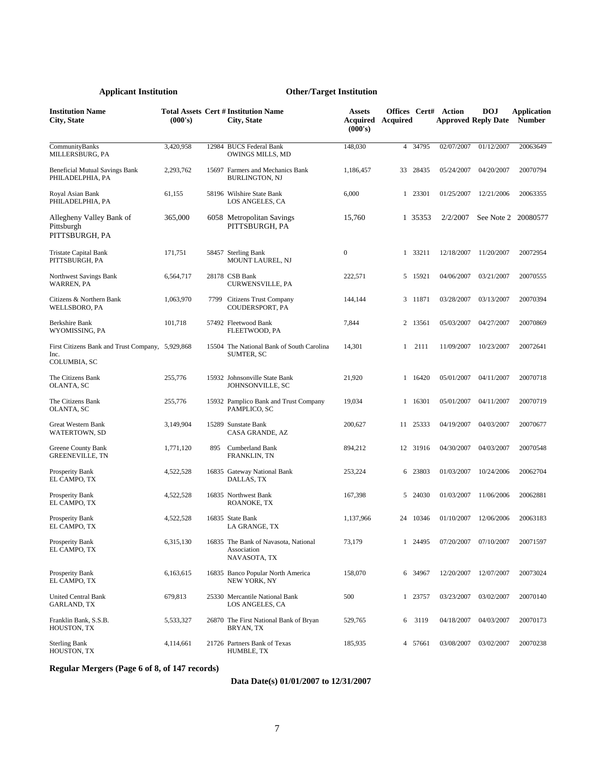| Applicant Institution | | | Other/Target Institution | | | | | | |
|---|---|---|---|---|---|---|---|---|---|
| **Institution Name City, State** | **Total Assets (000's)** | **Cert #** | **Institution Name City, State** | **Assets Acquired (000's)** | **Offices Acquired** | **Cert#** | **Action Approved** | **DOJ Reply Date** | **Application Number** |
| CommunityBanks MILLERSBURG, PA | 3,420,958 | 12984 | BUCS Federal Bank OWINGS MILLS, MD | 148,030 | 4 | 34795 | 02/07/2007 | 01/12/2007 | 20063649 |
| Beneficial Mutual Savings Bank PHILADELPHIA, PA | 2,293,762 | 15697 | Farmers and Mechanics Bank BURLINGTON, NJ | 1,186,457 | 33 | 28435 | 05/24/2007 | 04/20/2007 | 20070794 |
| Royal Asian Bank PHILADELPHIA, PA | 61,155 | 58196 | Wilshire State Bank LOS ANGELES, CA | 6,000 | 1 | 23301 | 01/25/2007 | 12/21/2006 | 20063355 |
| Allegheny Valley Bank of Pittsburgh PITTSBURGH, PA | 365,000 | 6058 | Metropolitan Savings PITTSBURGH, PA | 15,760 | 1 | 35353 | 2/2/2007 | See Note 2 | 20080577 |
| Tristate Capital Bank PITTSBURGH, PA | 171,751 | 58457 | Sterling Bank MOUNT LAUREL, NJ | 0 | 1 | 33211 | 12/18/2007 | 11/20/2007 | 20072954 |
| Northwest Savings Bank WARREN, PA | 6,564,717 | 28178 | CSB Bank CURWENSVILLE, PA | 222,571 | 5 | 15921 | 04/06/2007 | 03/21/2007 | 20070555 |
| Citizens & Northern Bank WELLSBORO, PA | 1,063,970 | 7799 | Citizens Trust Company COUDERSPORT, PA | 144,144 | 3 | 11871 | 03/28/2007 | 03/13/2007 | 20070394 |
| Berkshire Bank WYOMISSING, PA | 101,718 | 57492 | Fleetwood Bank FLEETWOOD, PA | 7,844 | 2 | 13561 | 05/03/2007 | 04/27/2007 | 20070869 |
| First Citizens Bank and Trust Company, Inc. COLUMBIA, SC | 5,929,868 | 15504 | The National Bank of South Carolina SUMTER, SC | 14,301 | 1 | 2111 | 11/09/2007 | 10/23/2007 | 20072641 |
| The Citizens Bank OLANTA, SC | 255,776 | 15932 | Johnsonville State Bank JOHNSONVILLE, SC | 21,920 | 1 | 16420 | 05/01/2007 | 04/11/2007 | 20070718 |
| The Citizens Bank OLANTA, SC | 255,776 | 15932 | Pamplico Bank and Trust Company PAMPLICO, SC | 19,034 | 1 | 16301 | 05/01/2007 | 04/11/2007 | 20070719 |
| Great Western Bank WATERTOWN, SD | 3,149,904 | 15289 | Sunstate Bank CASA GRANDE, AZ | 200,627 | 11 | 25333 | 04/19/2007 | 04/03/2007 | 20070677 |
| Greene County Bank GREENEVILLE, TN | 1,771,120 | 895 | Cumberland Bank FRANKLIN, TN | 894,212 | 12 | 31916 | 04/30/2007 | 04/03/2007 | 20070548 |
| Prosperity Bank EL CAMPO, TX | 4,522,528 | 16835 | Gateway National Bank DALLAS, TX | 253,224 | 6 | 23803 | 01/03/2007 | 10/24/2006 | 20062704 |
| Prosperity Bank EL CAMPO, TX | 4,522,528 | 16835 | Northwest Bank ROANOKE, TX | 167,398 | 5 | 24030 | 01/03/2007 | 11/06/2006 | 20062881 |
| Prosperity Bank EL CAMPO, TX | 4,522,528 | 16835 | State Bank LA GRANGE, TX | 1,137,966 | 24 | 10346 | 01/10/2007 | 12/06/2006 | 20063183 |
| Prosperity Bank EL CAMPO, TX | 6,315,130 | 16835 | The Bank of Navasota, National Association NAVASOTA, TX | 73,179 | 1 | 24495 | 07/20/2007 | 07/10/2007 | 20071597 |
| Prosperity Bank EL CAMPO, TX | 6,163,615 | 16835 | Banco Popular North America NEW YORK, NY | 158,070 | 6 | 34967 | 12/20/2007 | 12/07/2007 | 20073024 |
| United Central Bank GARLAND, TX | 679,813 | 25330 | Mercantile National Bank LOS ANGELES, CA | 500 | 1 | 23757 | 03/23/2007 | 03/02/2007 | 20070140 |
| Franklin Bank, S.S.B. HOUSTON, TX | 5,533,327 | 26870 | The First National Bank of Bryan BRYAN, TX | 529,765 | 6 | 3119 | 04/18/2007 | 04/03/2007 | 20070173 |
| Sterling Bank HOUSTON, TX | 4,114,661 | 21726 | Partners Bank of Texas HUMBLE, TX | 185,935 | 4 | 57661 | 03/08/2007 | 03/02/2007 | 20070238 |

**Regular Mergers (Page 6 of 8, of 147 records)**

**Data Date(s) 01/01/2007 to 12/31/2007**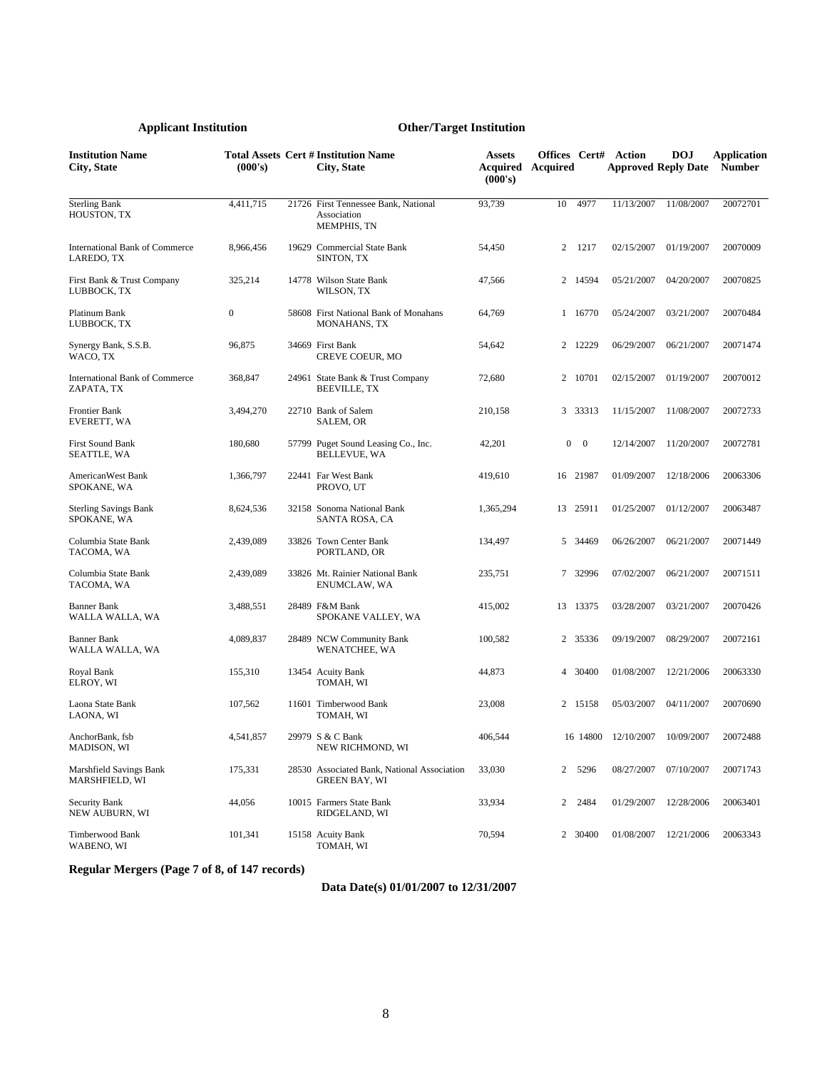| Applicant Institution | | | Other/Target Institution | | | | | | |
|---|---|---|---|---|---|---|---|---|---|
| **Institution Name City, State** | **Total Assets (000's)** | **Cert #** | **Institution Name City, State** | **Assets Acquired (000's)** | **Offices Acquired** | **Cert#** | **Action Approved** | **DOJ Reply Date** | **Application Number** |
| Sterling Bank HOUSTON, TX | 4,411,715 | 21726 | First Tennessee Bank, National Association MEMPHIS, TN | 93,739 | 10 | 4977 | 11/13/2007 | 11/08/2007 | 20072701 |
| International Bank of Commerce LAREDO, TX | 8,966,456 | 19629 | Commercial State Bank SINTON, TX | 54,450 | 2 | 1217 | 02/15/2007 | 01/19/2007 | 20070009 |
| First Bank & Trust Company LUBBOCK, TX | 325,214 | 14778 | Wilson State Bank WILSON, TX | 47,566 | 2 | 14594 | 05/21/2007 | 04/20/2007 | 20070825 |
| Platinum Bank LUBBOCK, TX | 0 | 58608 | First National Bank of Monahans MONAHANS, TX | 64,769 | 1 | 16770 | 05/24/2007 | 03/21/2007 | 20070484 |
| Synergy Bank, S.S.B. WACO, TX | 96,875 | 34669 | First Bank CREVE COEUR, MO | 54,642 | 2 | 12229 | 06/29/2007 | 06/21/2007 | 20071474 |
| International Bank of Commerce ZAPATA, TX | 368,847 | 24961 | State Bank & Trust Company BEEVILLE, TX | 72,680 | 2 | 10701 | 02/15/2007 | 01/19/2007 | 20070012 |
| Frontier Bank EVERETT, WA | 3,494,270 | 22710 | Bank of Salem SALEM, OR | 210,158 | 3 | 33313 | 11/15/2007 | 11/08/2007 | 20072733 |
| First Sound Bank SEATTLE, WA | 180,680 | 57799 | Puget Sound Leasing Co., Inc. BELLEVUE, WA | 42,201 | 0 | 0 | 12/14/2007 | 11/20/2007 | 20072781 |
| AmericanWest Bank SPOKANE, WA | 1,366,797 | 22441 | Far West Bank PROVO, UT | 419,610 | 16 | 21987 | 01/09/2007 | 12/18/2006 | 20063306 |
| Sterling Savings Bank SPOKANE, WA | 8,624,536 | 32158 | Sonoma National Bank SANTA ROSA, CA | 1,365,294 | 13 | 25911 | 01/25/2007 | 01/12/2007 | 20063487 |
| Columbia State Bank TACOMA, WA | 2,439,089 | 33826 | Town Center Bank PORTLAND, OR | 134,497 | 5 | 34469 | 06/26/2007 | 06/21/2007 | 20071449 |
| Columbia State Bank TACOMA, WA | 2,439,089 | 33826 | Mt. Rainier National Bank ENUMCLAW, WA | 235,751 | 7 | 32996 | 07/02/2007 | 06/21/2007 | 20071511 |
| Banner Bank WALLA WALLA, WA | 3,488,551 | 28489 | F&M Bank SPOKANE VALLEY, WA | 415,002 | 13 | 13375 | 03/28/2007 | 03/21/2007 | 20070426 |
| Banner Bank WALLA WALLA, WA | 4,089,837 | 28489 | NCW Community Bank WENATCHEE, WA | 100,582 | 2 | 35336 | 09/19/2007 | 08/29/2007 | 20072161 |
| Royal Bank ELROY, WI | 155,310 | 13454 | Acuity Bank TOMAH, WI | 44,873 | 4 | 30400 | 01/08/2007 | 12/21/2006 | 20063330 |
| Laona State Bank LAONA, WI | 107,562 | 11601 | Timberwood Bank TOMAH, WI | 23,008 | 2 | 15158 | 05/03/2007 | 04/11/2007 | 20070690 |
| AnchorBank, fsb MADISON, WI | 4,541,857 | 29979 | S & C Bank NEW RICHMOND, WI | 406,544 | 16 | 14800 | 12/10/2007 | 10/09/2007 | 20072488 |
| Marshfield Savings Bank MARSHFIELD, WI | 175,331 | 28530 | Associated Bank, National Association GREEN BAY, WI | 33,030 | 2 | 5296 | 08/27/2007 | 07/10/2007 | 20071743 |
| Security Bank NEW AUBURN, WI | 44,056 | 10015 | Farmers State Bank RIDGELAND, WI | 33,934 | 2 | 2484 | 01/29/2007 | 12/28/2006 | 20063401 |
| Timberwood Bank WABENO, WI | 101,341 | 15158 | Acuity Bank TOMAH, WI | 70,594 | 2 | 30400 | 01/08/2007 | 12/21/2006 | 20063343 |

**Regular Mergers (Page 7 of 8, of 147 records)**

**Data Date(s) 01/01/2007 to 12/31/2007**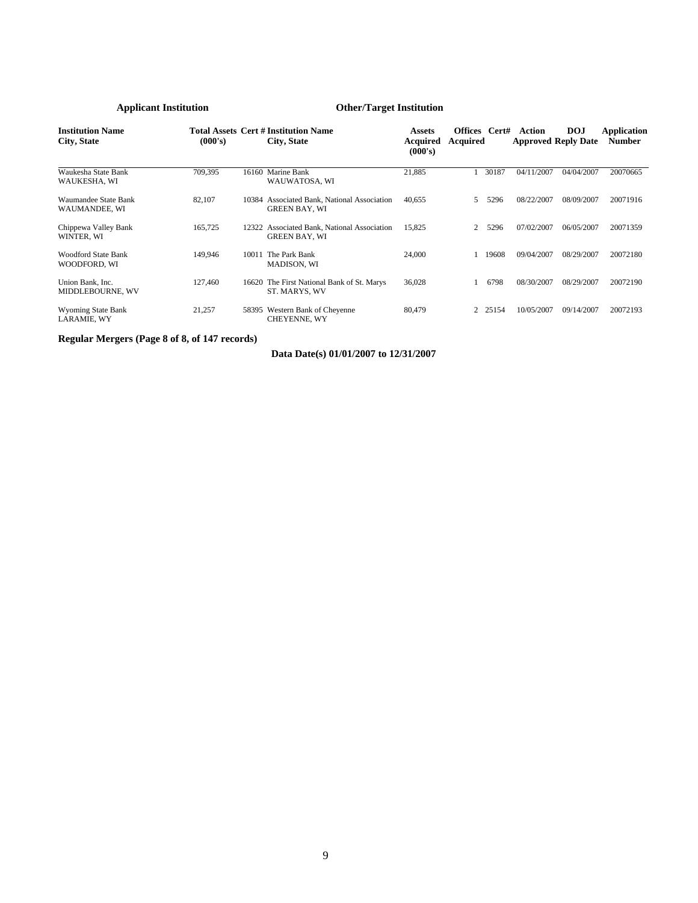| Applicant Institution | | Other/Target Institution | | | | | | | |
|---|---|---|---|---|---|---|---|---|---|
| **Institution Name City, State** | **Total Assets (000's)** | **Cert #** | **Institution Name City, State** | **Assets Acquired (000's)** | **Offices Acquired** | **Cert#** | **Action Approved** | **DOJ Reply Date** | **Application Number** |
| Waukesha State Bank WAUKESHA, WI | 709,395 | 16160 | Marine Bank WAUWATOSA, WI | 21,885 | 1 | 30187 | 04/11/2007 | 04/04/2007 | 20070665 |
| Waumandee State Bank WAUMANDEE, WI | 82,107 | 10384 | Associated Bank, National Association GREEN BAY, WI | 40,655 | 5 | 5296 | 08/22/2007 | 08/09/2007 | 20071916 |
| Chippewa Valley Bank WINTER, WI | 165,725 | 12322 | Associated Bank, National Association GREEN BAY, WI | 15,825 | 2 | 5296 | 07/02/2007 | 06/05/2007 | 20071359 |
| Woodford State Bank WOODFORD, WI | 149,946 | 10011 | The Park Bank MADISON, WI | 24,000 | 1 | 19608 | 09/04/2007 | 08/29/2007 | 20072180 |
| Union Bank, Inc. MIDDLEBOURNE, WV | 127,460 | 16620 | The First National Bank of St. Marys ST. MARYS, WV | 36,028 | 1 | 6798 | 08/30/2007 | 08/29/2007 | 20072190 |
| Wyoming State Bank LARAMIE, WY | 21,257 | 58395 | Western Bank of Cheyenne CHEYENNE, WY | 80,479 | 2 | 25154 | 10/05/2007 | 09/14/2007 | 20072193 |

**Regular Mergers (Page 8 of 8, of 147 records)**

**Data Date(s) 01/01/2007 to 12/31/2007**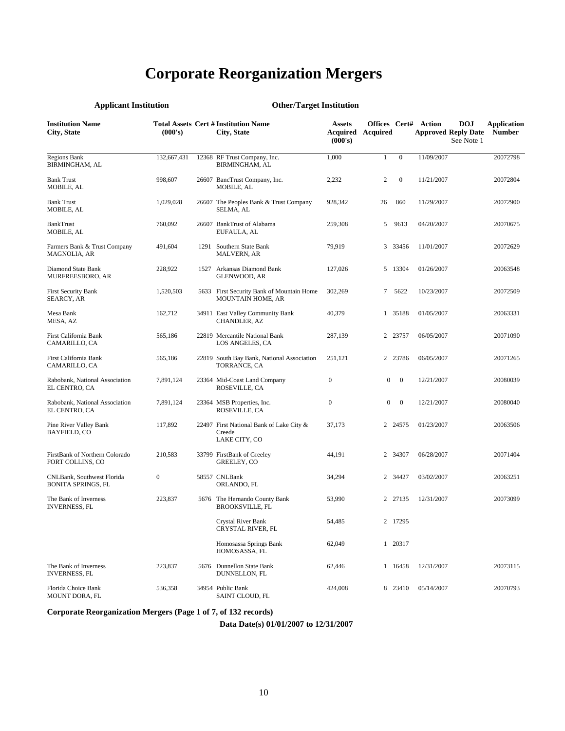# Corporate Reorganization Mergers

| Applicant Institution | | | Other/Target Institution | | | | | | |
|---|---|---|---|---|---|---|---|---|---|
| **Institution Name City, State** | **Total Assets (000's)** | **Cert #** | **Institution Name City, State** | **Assets Acquired (000's)** | **Offices Acquired** | **Cert#** | **Action Approved** | **DOJ Reply Date** See Note 1 | **Application Number** |
| Regions Bank BIRMINGHAM, AL | 132,667,431 | 12368 | RF Trust Company, Inc. BIRMINGHAM, AL | 1,000 | 1 | 0 | 11/09/2007 | | 20072798 |
| Bank Trust MOBILE, AL | 998,607 | 26607 | BancTrust Company, Inc. MOBILE, AL | 2,232 | 2 | 0 | 11/21/2007 | | 20072804 |
| Bank Trust MOBILE, AL | 1,029,028 | 26607 | The Peoples Bank & Trust Company SELMA, AL | 928,342 | 26 | 860 | 11/29/2007 | | 20072900 |
| BankTrust MOBILE, AL | 760,092 | 26607 | BankTrust of Alabama EUFAULA, AL | 259,308 | 5 | 9613 | 04/20/2007 | | 20070675 |
| Farmers Bank & Trust Company MAGNOLIA, AR | 491,604 | 1291 | Southern State Bank MALVERN, AR | 79,919 | 3 | 33456 | 11/01/2007 | | 20072629 |
| Diamond State Bank MURFREESBORO, AR | 228,922 | 1527 | Arkansas Diamond Bank GLENWOOD, AR | 127,026 | 5 | 13304 | 01/26/2007 | | 20063548 |
| First Security Bank SEARCY, AR | 1,520,503 | 5633 | First Security Bank of Mountain Home MOUNTAIN HOME, AR | 302,269 | 7 | 5622 | 10/23/2007 | | 20072509 |
| Mesa Bank MESA, AZ | 162,712 | 34911 | East Valley Community Bank CHANDLER, AZ | 40,379 | 1 | 35188 | 01/05/2007 | | 20063331 |
| First California Bank CAMARILLO, CA | 565,186 | 22819 | Mercantile National Bank LOS ANGELES, CA | 287,139 | 2 | 23757 | 06/05/2007 | | 20071090 |
| First California Bank CAMARILLO, CA | 565,186 | 22819 | South Bay Bank, National Association TORRANCE, CA | 251,121 | 2 | 23786 | 06/05/2007 | | 20071265 |
| Rabobank, National Association EL CENTRO, CA | 7,891,124 | 23364 | Mid-Coast Land Company ROSEVILLE, CA | 0 | 0 | 0 | 12/21/2007 | | 20080039 |
| Rabobank, National Association EL CENTRO, CA | 7,891,124 | 23364 | MSB Properties, Inc. ROSEVILLE, CA | 0 | 0 | 0 | 12/21/2007 | | 20080040 |
| Pine River Valley Bank BAYFIELD, CO | 117,892 | 22497 | First National Bank of Lake City & Creede LAKE CITY, CO | 37,173 | 2 | 24575 | 01/23/2007 | | 20063506 |
| FirstBank of Northern Colorado FORT COLLINS, CO | 210,583 | 33799 | FirstBank of Greeley GREELEY, CO | 44,191 | 2 | 34307 | 06/28/2007 | | 20071404 |
| CNLBank, Southwest Florida BONITA SPRINGS, FL | 0 | 58557 | CNLBank ORLANDO, FL | 34,294 | 2 | 34427 | 03/02/2007 | | 20063251 |
| The Bank of Inverness INVERNESS, FL | 223,837 | 5676 | The Hernando County Bank BROOKSVILLE, FL | 53,990 | 2 | 27135 | 12/31/2007 | | 20073099 |
| | | | Crystal River Bank CRYSTAL RIVER, FL | 54,485 | 2 | 17295 | | | |
| | | | Homosassa Springs Bank HOMOSASSA, FL | 62,049 | 1 | 20317 | | | |
| The Bank of Inverness INVERNESS, FL | 223,837 | 5676 | Dunnellon State Bank DUNNELLON, FL | 62,446 | 1 | 16458 | 12/31/2007 | | 20073115 |
| Florida Choice Bank MOUNT DORA, FL | 536,358 | 34954 | Public Bank SAINT CLOUD, FL | 424,008 | 8 | 23410 | 05/14/2007 | | 20070793 |

**Corporate Reorganization Mergers (Page 1 of 7, of 132 records)**

**Data Date(s) 01/01/2007 to 12/31/2007**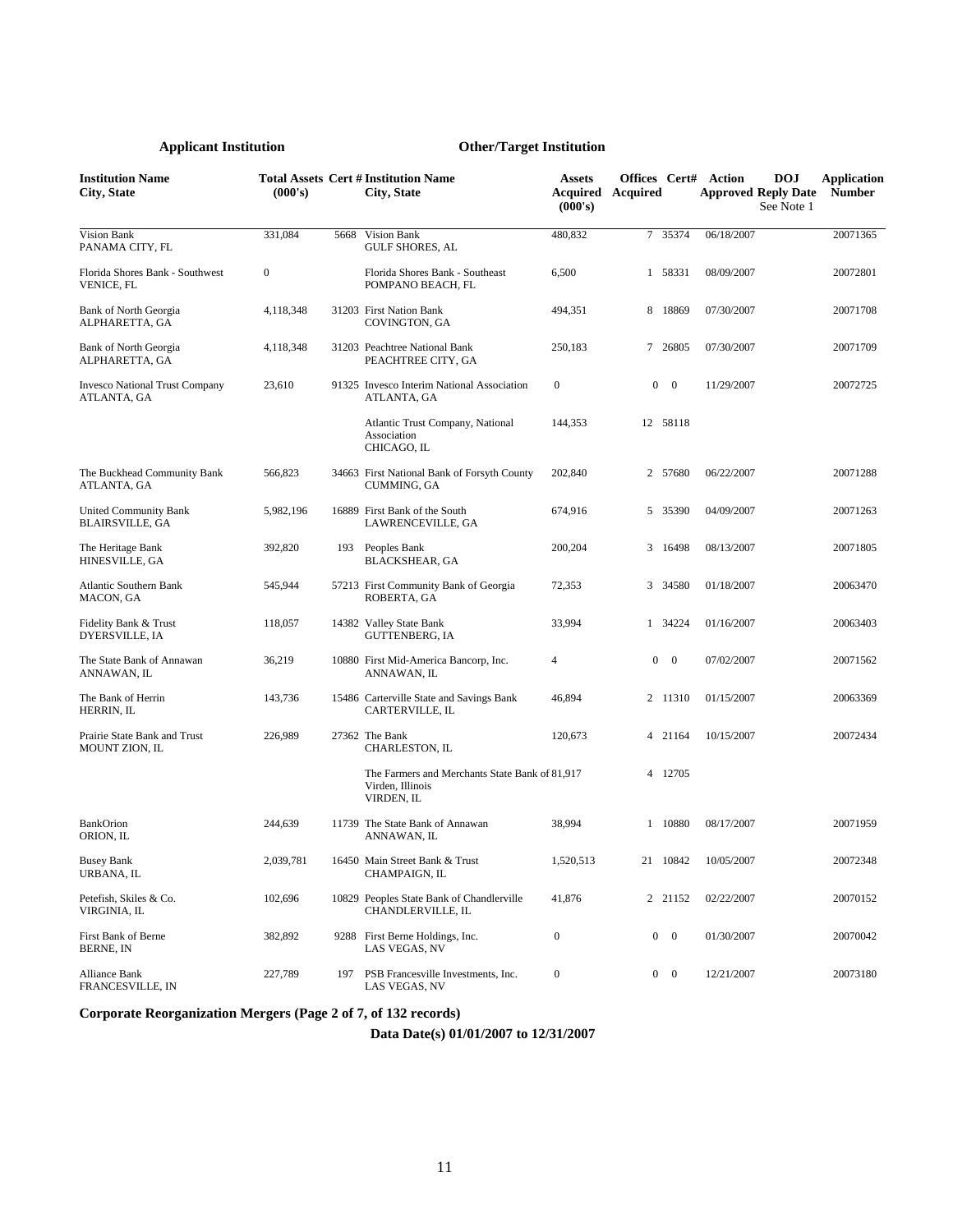| Applicant Institution | | | Other/Target Institution | | | | | | |
|---|---|---|---|---|---|---|---|---|---|
| **Institution Name City, State** | **Total Assets (000's)** | **Cert #** | **Institution Name City, State** | **Assets Acquired (000's)** | **Offices Acquired** | **Cert#** | **Action Approved** | **DOJ Reply Date See Note 1** | **Application Number** |
| Vision Bank PANAMA CITY, FL | 331,084 | 5668 | Vision Bank GULF SHORES, AL | 480,832 | 7 | 35374 | 06/18/2007 | | 20071365 |
| Florida Shores Bank - Southwest VENICE, FL | 0 | | Florida Shores Bank - Southeast POMPANO BEACH, FL | 6,500 | 1 | 58331 | 08/09/2007 | | 20072801 |
| Bank of North Georgia ALPHARETTA, GA | 4,118,348 | 31203 | First Nation Bank COVINGTON, GA | 494,351 | 8 | 18869 | 07/30/2007 | | 20071708 |
| Bank of North Georgia ALPHARETTA, GA | 4,118,348 | 31203 | Peachtree National Bank PEACHTREE CITY, GA | 250,183 | 7 | 26805 | 07/30/2007 | | 20071709 |
| Invesco National Trust Company ATLANTA, GA | 23,610 | 91325 | Invesco Interim National Association ATLANTA, GA | 0 | 0 | 0 | 11/29/2007 | | 20072725 |
| | | | Atlantic Trust Company, National Association CHICAGO, IL | 144,353 | 12 | 58118 | | | |
| The Buckhead Community Bank ATLANTA, GA | 566,823 | 34663 | First National Bank of Forsyth County CUMMING, GA | 202,840 | 2 | 57680 | 06/22/2007 | | 20071288 |
| United Community Bank BLAIRSVILLE, GA | 5,982,196 | 16889 | First Bank of the South LAWRENCEVILLE, GA | 674,916 | 5 | 35390 | 04/09/2007 | | 20071263 |
| The Heritage Bank HINESVILLE, GA | 392,820 | 193 | Peoples Bank BLACKSHEAR, GA | 200,204 | 3 | 16498 | 08/13/2007 | | 20071805 |
| Atlantic Southern Bank MACON, GA | 545,944 | 57213 | First Community Bank of Georgia ROBERTA, GA | 72,353 | 3 | 34580 | 01/18/2007 | | 20063470 |
| Fidelity Bank & Trust DYERSVILLE, IA | 118,057 | 14382 | Valley State Bank GUTTENBERG, IA | 33,994 | 1 | 34224 | 01/16/2007 | | 20063403 |
| The State Bank of Annawan ANNAWAN, IL | 36,219 | 10880 | First Mid-America Bancorp, Inc. ANNAWAN, IL | 4 | 0 | 0 | 07/02/2007 | | 20071562 |
| The Bank of Herrin HERRIN, IL | 143,736 | 15486 | Carterville State and Savings Bank CARTERVILLE, IL | 46,894 | 2 | 11310 | 01/15/2007 | | 20063369 |
| Prairie State Bank and Trust MOUNT ZION, IL | 226,989 | 27362 | The Bank CHARLESTON, IL | 120,673 | 4 | 21164 | 10/15/2007 | | 20072434 |
| | | | The Farmers and Merchants State Bank of Virden, Illinois VIRDEN, IL | 81,917 | 4 | 12705 | | | |
| BankOrion ORION, IL | 244,639 | 11739 | The State Bank of Annawan ANNAWAN, IL | 38,994 | 1 | 10880 | 08/17/2007 | | 20071959 |
| Busey Bank URBANA, IL | 2,039,781 | 16450 | Main Street Bank & Trust CHAMPAIGN, IL | 1,520,513 | 21 | 10842 | 10/05/2007 | | 20072348 |
| Petefish, Skiles & Co. VIRGINIA, IL | 102,696 | 10829 | Peoples State Bank of Chandlerville CHANDLERVILLE, IL | 41,876 | 2 | 21152 | 02/22/2007 | | 20070152 |
| First Bank of Berne BERNE, IN | 382,892 | 9288 | First Berne Holdings, Inc. LAS VEGAS, NV | 0 | 0 | 0 | 01/30/2007 | | 20070042 |
| Alliance Bank FRANCESVILLE, IN | 227,789 | 197 | PSB Francesville Investments, Inc. LAS VEGAS, NV | 0 | 0 | 0 | 12/21/2007 | | 20073180 |

**Corporate Reorganization Mergers (Page 2 of 7, of 132 records)**

**Data Date(s) 01/01/2007 to 12/31/2007**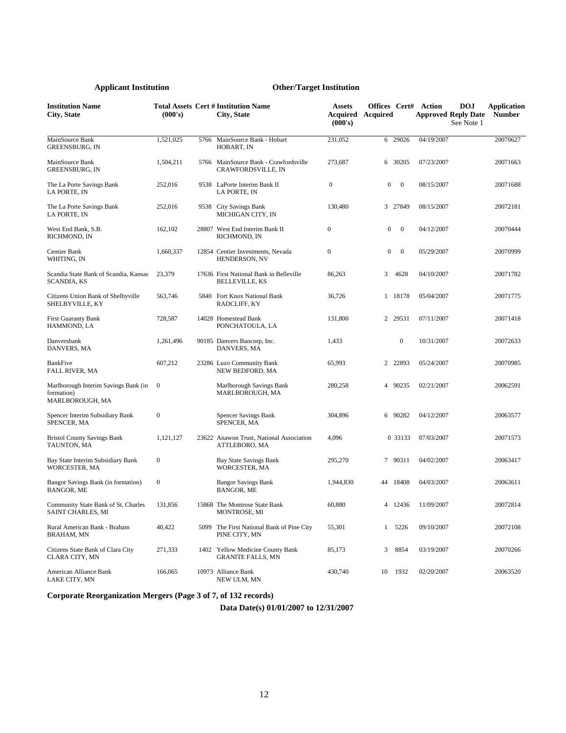| Applicant Institution | | | Other/Target Institution | | | | | | |
|---|---|---|---|---|---|---|---|---|---|
| Institution Name<br>City, State | Total Assets<br>(000's) | Cert # | Institution Name<br>City, State | Assets Acquired<br>(000's) | Offices Acquired | Cert# | Action Approved | DOJ Reply Date<br>See Note 1 | Application Number |
| MainSource Bank<br>GREENSBURG, IN | 1,521,025 | 5766 | MainSource Bank - Hobart<br>HOBART, IN | 231,052 | 6 | 29026 | 04/19/2007 | | 20070627 |
| MainSource Bank<br>GREENSBURG, IN | 1,504,211 | 5766 | MainSource Bank - Crawfordsville<br>CRAWFORDSVILLE, IN | 273,687 | 6 | 30205 | 07/23/2007 | | 20071663 |
| The La Porte Savings Bank<br>LA PORTE, IN | 252,016 | 9538 | LaPorte Interim Bank II<br>LA PORTE, IN | 0 | 0 | 0 | 08/15/2007 | | 20071688 |
| The La Porte Savings Bank<br>LA PORTE, IN | 252,016 | 9538 | City Savings Bank<br>MICHIGAN CITY, IN | 130,480 | 3 | 27849 | 08/15/2007 | | 20072181 |
| West End Bank, S.B.<br>RICHMOND, IN | 162,102 | 28807 | West End Interim Bank II<br>RICHMOND, IN | 0 | 0 | 0 | 04/12/2007 | | 20070444 |
| Centier Bank<br>WHITING, IN | 1,660,337 | 12854 | Centier Investments, Nevada<br>HENDERSON, NV | 0 | 0 | 0 | 05/29/2007 | | 20070999 |
| Scandia State Bank of Scandia, Kansas<br>SCANDIA, KS | 23,379 | 17636 | First National Bank in Belleville<br>BELLEVILLE, KS | 86,263 | 3 | 4628 | 04/10/2007 | | 20071782 |
| Citizens Union Bank of Shelbyville<br>SHELBYVILLE, KY | 563,746 | 5840 | Fort Knox National Bank<br>RADCLIFF, KY | 36,726 | 1 | 18178 | 05/04/2007 | | 20071775 |
| First Guaranty Bank<br>HAMMOND, LA | 728,587 | 14028 | Homestead Bank<br>PONCHATOULA, LA | 131,800 | 2 | 29531 | 07/11/2007 | | 20071418 |
| Danversbank<br>DANVERS, MA | 1,261,496 | 90185 | Danvers Bancorp, Inc.<br>DANVERS, MA | 1,433 | | 0 | 10/31/2007 | | 20072633 |
| BankFive<br>FALL RIVER, MA | 607,212 | 23286 | Luzo Community Bank<br>NEW BEDFORD, MA | 65,993 | 2 | 22893 | 05/24/2007 | | 20070985 |
| Marlborough Interim Savings Bank (in formation)<br>MARLBOROUGH, MA | 0 | | Marlborough Savings Bank<br>MARLBOROUGH, MA | 280,258 | 4 | 90235 | 02/21/2007 | | 20062591 |
| Spencer Interim Subsidiary Bank<br>SPENCER, MA | 0 | | Spencer Savings Bank<br>SPENCER, MA | 304,896 | 6 | 90282 | 04/12/2007 | | 20063577 |
| Bristol County Savings Bank<br>TAUNTON, MA | 1,121,127 | 23622 | Anawon Trust, National Association<br>ATTLEBORO, MA | 4,096 | 0 | 33133 | 07/03/2007 | | 20071573 |
| Bay State Interim Subsidiary Bank<br>WORCESTER, MA | 0 | | Bay State Savings Bank<br>WORCESTER, MA | 295,270 | 7 | 90311 | 04/02/2007 | | 20063417 |
| Bangor Savings Bank (in formation)<br>BANGOR, ME | 0 | | Bangor Savings Bank<br>BANGOR, ME | 1,944,830 | 44 | 18408 | 04/03/2007 | | 20063611 |
| Community State Bank of St. Charles<br>SAINT CHARLES, MI | 131,856 | 15868 | The Montrose State Bank<br>MONTROSE, MI | 60,880 | 4 | 12436 | 11/09/2007 | | 20072814 |
| Rural American Bank - Braham<br>BRAHAM, MN | 40,422 | 5099 | The First National Bank of Pine City<br>PINE CITY, MN | 55,301 | 1 | 5226 | 09/10/2007 | | 20072108 |
| Citizens State Bank of Clara City<br>CLARA CITY, MN | 271,333 | 1402 | Yellow Medicine County Bank<br>GRANITE FALLS, MN | 85,173 | 3 | 8854 | 03/19/2007 | | 20070266 |
| American Alliance Bank<br>LAKE CITY, MN | 166,065 | 10973 | Alliance Bank<br>NEW ULM, MN | 430,740 | 10 | 1932 | 02/20/2007 | | 20063520 |

**Corporate Reorganization Mergers (Page 3 of 7, of 132 records)**

**Data Date(s) 01/01/2007 to 12/31/2007**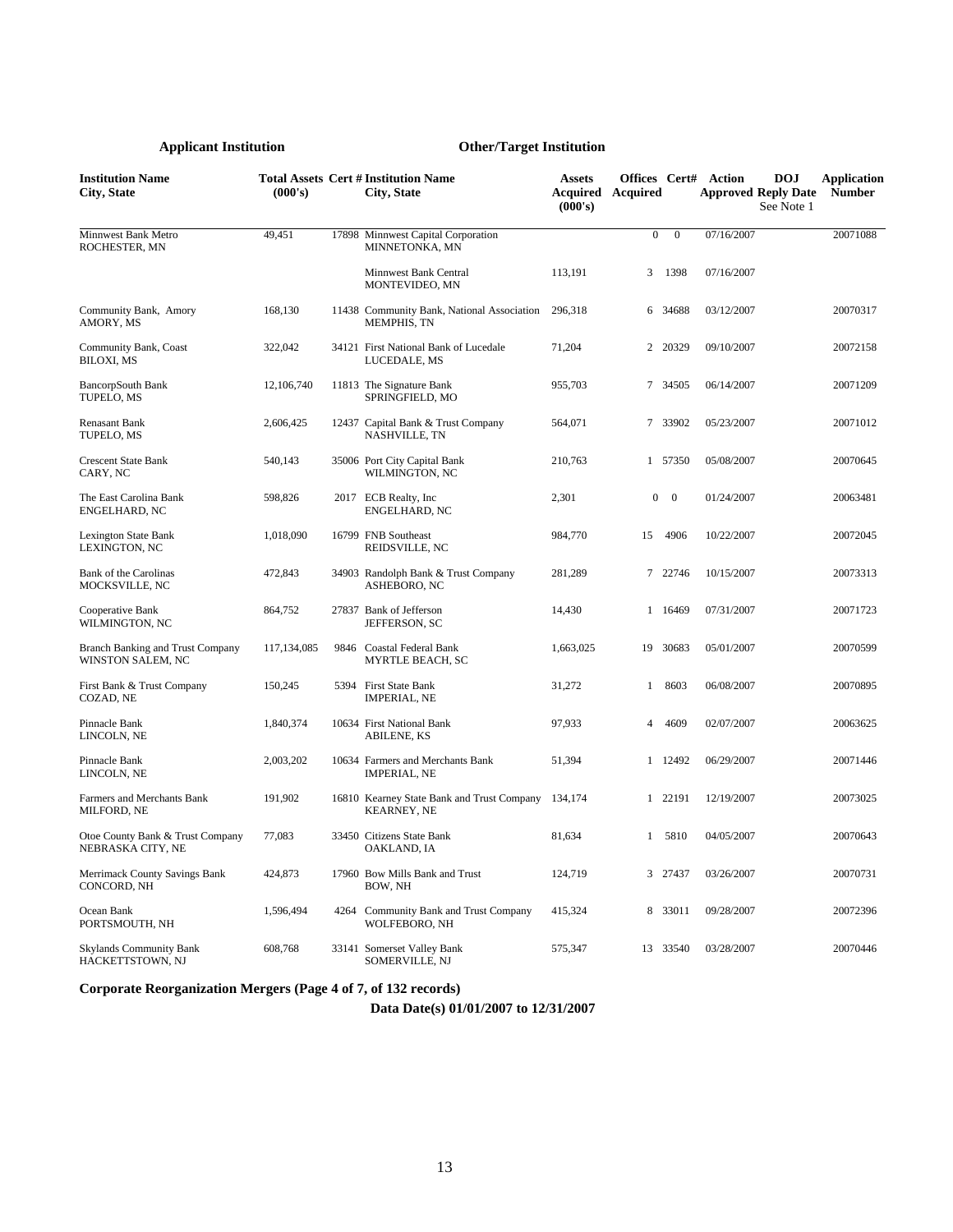| Applicant Institution | | | Other/Target Institution | | | | | | |
|---|---|---|---|---|---|---|---|---|---|
| **Institution Name City, State** | **Total Assets (000's)** | **Cert #** | **Institution Name City, State** | **Assets Acquired (000's)** | **Offices Acquired** | **Cert#** | **Action Approved** | **DOJ Reply Date See Note 1** | **Application Number** |
| Minnwest Bank Metro ROCHESTER, MN | 49,451 | 17898 | Minnwest Capital Corporation MINNETONKA, MN | | 0 | 0 | 07/16/2007 | | 20071088 |
| | | | Minnwest Bank Central MONTEVIDEO, MN | 113,191 | 3 | 1398 | 07/16/2007 | | |
| Community Bank, Amory AMORY, MS | 168,130 | 11438 | Community Bank, National Association MEMPHIS, TN | 296,318 | 6 | 34688 | 03/12/2007 | | 20070317 |
| Community Bank, Coast BILOXI, MS | 322,042 | 34121 | First National Bank of Lucedale LUCEDALE, MS | 71,204 | 2 | 20329 | 09/10/2007 | | 20072158 |
| BancorpSouth Bank TUPELO, MS | 12,106,740 | 11813 | The Signature Bank SPRINGFIELD, MO | 955,703 | 7 | 34505 | 06/14/2007 | | 20071209 |
| Renasant Bank TUPELO, MS | 2,606,425 | 12437 | Capital Bank & Trust Company NASHVILLE, TN | 564,071 | 7 | 33902 | 05/23/2007 | | 20071012 |
| Crescent State Bank CARY, NC | 540,143 | 35006 | Port City Capital Bank WILMINGTON, NC | 210,763 | 1 | 57350 | 05/08/2007 | | 20070645 |
| The East Carolina Bank ENGELHARD, NC | 598,826 | 2017 | ECB Realty, Inc ENGELHARD, NC | 2,301 | 0 | 0 | 01/24/2007 | | 20063481 |
| Lexington State Bank LEXINGTON, NC | 1,018,090 | 16799 | FNB Southeast REIDSVILLE, NC | 984,770 | 15 | 4906 | 10/22/2007 | | 20072045 |
| Bank of the Carolinas MOCKSVILLE, NC | 472,843 | 34903 | Randolph Bank & Trust Company ASHEBORO, NC | 281,289 | 7 | 22746 | 10/15/2007 | | 20073313 |
| Cooperative Bank WILMINGTON, NC | 864,752 | 27837 | Bank of Jefferson JEFFERSON, SC | 14,430 | 1 | 16469 | 07/31/2007 | | 20071723 |
| Branch Banking and Trust Company WINSTON SALEM, NC | 117,134,085 | 9846 | Coastal Federal Bank MYRTLE BEACH, SC | 1,663,025 | 19 | 30683 | 05/01/2007 | | 20070599 |
| First Bank & Trust Company COZAD, NE | 150,245 | 5394 | First State Bank IMPERIAL, NE | 31,272 | 1 | 8603 | 06/08/2007 | | 20070895 |
| Pinnacle Bank LINCOLN, NE | 1,840,374 | 10634 | First National Bank ABILENE, KS | 97,933 | 4 | 4609 | 02/07/2007 | | 20063625 |
| Pinnacle Bank LINCOLN, NE | 2,003,202 | 10634 | Farmers and Merchants Bank IMPERIAL, NE | 51,394 | 1 | 12492 | 06/29/2007 | | 20071446 |
| Farmers and Merchants Bank MILFORD, NE | 191,902 | 16810 | Kearney State Bank and Trust Company KEARNEY, NE | 134,174 | 1 | 22191 | 12/19/2007 | | 20073025 |
| Otoe County Bank & Trust Company NEBRASKA CITY, NE | 77,083 | 33450 | Citizens State Bank OAKLAND, IA | 81,634 | 1 | 5810 | 04/05/2007 | | 20070643 |
| Merrimack County Savings Bank CONCORD, NH | 424,873 | 17960 | Bow Mills Bank and Trust BOW, NH | 124,719 | 3 | 27437 | 03/26/2007 | | 20070731 |
| Ocean Bank PORTSMOUTH, NH | 1,596,494 | 4264 | Community Bank and Trust Company WOLFEBORO, NH | 415,324 | 8 | 33011 | 09/28/2007 | | 20072396 |
| Skylands Community Bank HACKETTSTOWN, NJ | 608,768 | 33141 | Somerset Valley Bank SOMERVILLE, NJ | 575,347 | 13 | 33540 | 03/28/2007 | | 20070446 |

**Corporate Reorganization Mergers (Page 4 of 7, of 132 records)**

**Data Date(s) 01/01/2007 to 12/31/2007**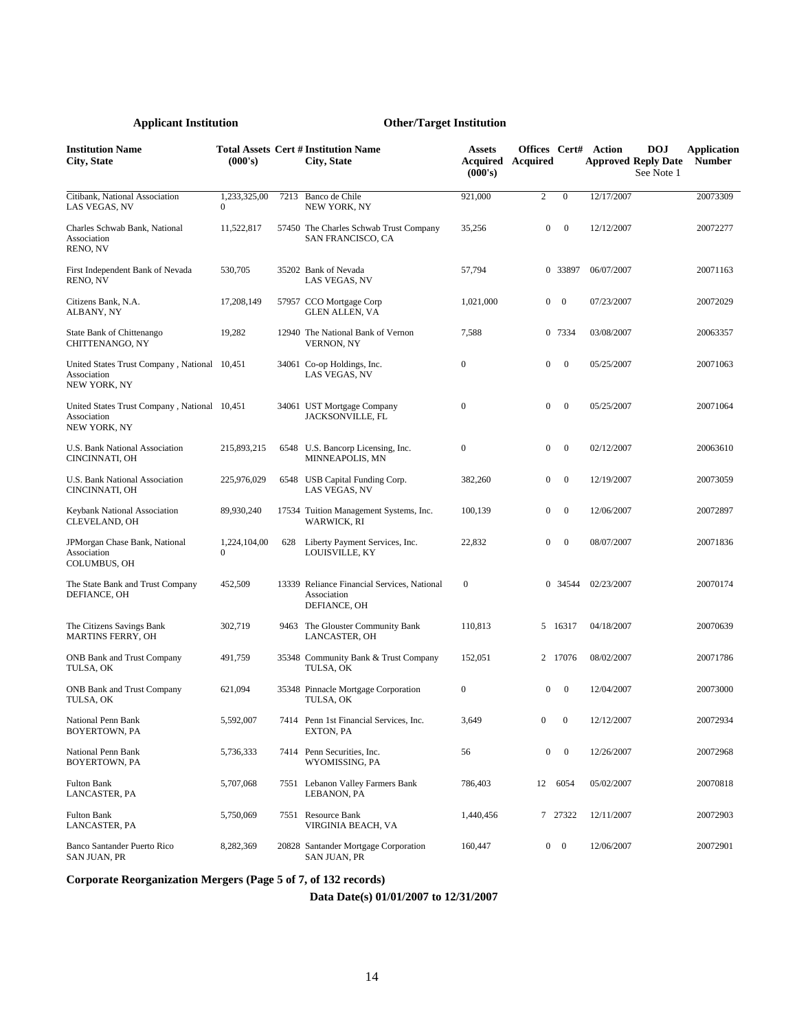| Applicant Institution | | | Other/Target Institution | | | | | | | |
|---|---|---|---|---|---|---|---|---|---|---|
| **Institution Name City, State** | **Total Assets (000's)** | **Cert #** | **Institution Name City, State** | **Assets Acquired (000's)** | **Offices Acquired** | **Cert#** | **Action Approved** | **DOJ Reply Date** See Note 1 | **Application Number** |
| Citibank, National Association LAS VEGAS, NV | 1,233,325,000 | 7213 | Banco de Chile NEW YORK, NY | 921,000 | 2 | 0 | 12/17/2007 | | 20073309 |
| Charles Schwab Bank, National Association RENO, NV | 11,522,817 | 57450 | The Charles Schwab Trust Company SAN FRANCISCO, CA | 35,256 | 0 | 0 | 12/12/2007 | | 20072277 |
| First Independent Bank of Nevada RENO, NV | 530,705 | 35202 | Bank of Nevada LAS VEGAS, NV | 57,794 | 0 | 33897 | 06/07/2007 | | 20071163 |
| Citizens Bank, N.A. ALBANY, NY | 17,208,149 | 57957 | CCO Mortgage Corp GLEN ALLEN, VA | 1,021,000 | 0 | 0 | 07/23/2007 | | 20072029 |
| State Bank of Chittenango CHITTENANGO, NY | 19,282 | 12940 | The National Bank of Vernon VERNON, NY | 7,588 | 0 | 7334 | 03/08/2007 | | 20063357 |
| United States Trust Company , National Association NEW YORK, NY | 10,451 | 34061 | Co-op Holdings, Inc. LAS VEGAS, NV | 0 | 0 | 0 | 05/25/2007 | | 20071063 |
| United States Trust Company , National Association NEW YORK, NY | 10,451 | 34061 | UST Mortgage Company JACKSONVILLE, FL | 0 | 0 | 0 | 05/25/2007 | | 20071064 |
| U.S. Bank National Association CINCINNATI, OH | 215,893,215 | 6548 | U.S. Bancorp Licensing, Inc. MINNEAPOLIS, MN | 0 | 0 | 0 | 02/12/2007 | | 20063610 |
| U.S. Bank National Association CINCINNATI, OH | 225,976,029 | 6548 | USB Capital Funding Corp. LAS VEGAS, NV | 382,260 | 0 | 0 | 12/19/2007 | | 20073059 |
| Keybank National Association CLEVELAND, OH | 89,930,240 | 17534 | Tuition Management Systems, Inc. WARWICK, RI | 100,139 | 0 | 0 | 12/06/2007 | | 20072897 |
| JPMorgan Chase Bank, National Association COLUMBUS, OH | 1,224,104,000 | 628 | Liberty Payment Services, Inc. LOUISVILLE, KY | 22,832 | 0 | 0 | 08/07/2007 | | 20071836 |
| The State Bank and Trust Company DEFIANCE, OH | 452,509 | 13339 | Reliance Financial Services, National Association DEFIANCE, OH | 0 | 0 | 34544 | 02/23/2007 | | 20070174 |
| The Citizens Savings Bank MARTINS FERRY, OH | 302,719 | 9463 | The Glouster Community Bank LANCASTER, OH | 110,813 | 5 | 16317 | 04/18/2007 | | 20070639 |
| ONB Bank and Trust Company TULSA, OK | 491,759 | 35348 | Community Bank & Trust Company TULSA, OK | 152,051 | 2 | 17076 | 08/02/2007 | | 20071786 |
| ONB Bank and Trust Company TULSA, OK | 621,094 | 35348 | Pinnacle Mortgage Corporation TULSA, OK | 0 | 0 | 0 | 12/04/2007 | | 20073000 |
| National Penn Bank BOYERTOWN, PA | 5,592,007 | 7414 | Penn 1st Financial Services, Inc. EXTON, PA | 3,649 | 0 | 0 | 12/12/2007 | | 20072934 |
| National Penn Bank BOYERTOWN, PA | 5,736,333 | 7414 | Penn Securities, Inc. WYOMISSING, PA | 56 | 0 | 0 | 12/26/2007 | | 20072968 |
| Fulton Bank LANCASTER, PA | 5,707,068 | 7551 | Lebanon Valley Farmers Bank LEBANON, PA | 786,403 | 12 | 6054 | 05/02/2007 | | 20070818 |
| Fulton Bank LANCASTER, PA | 5,750,069 | 7551 | Resource Bank VIRGINIA BEACH, VA | 1,440,456 | 7 | 27322 | 12/11/2007 | | 20072903 |
| Banco Santander Puerto Rico SAN JUAN, PR | 8,282,369 | 20828 | Santander Mortgage Corporation SAN JUAN, PR | 160,447 | 0 | 0 | 12/06/2007 | | 20072901 |

**Corporate Reorganization Mergers (Page 5 of 7, of 132 records)**

**Data Date(s) 01/01/2007 to 12/31/2007**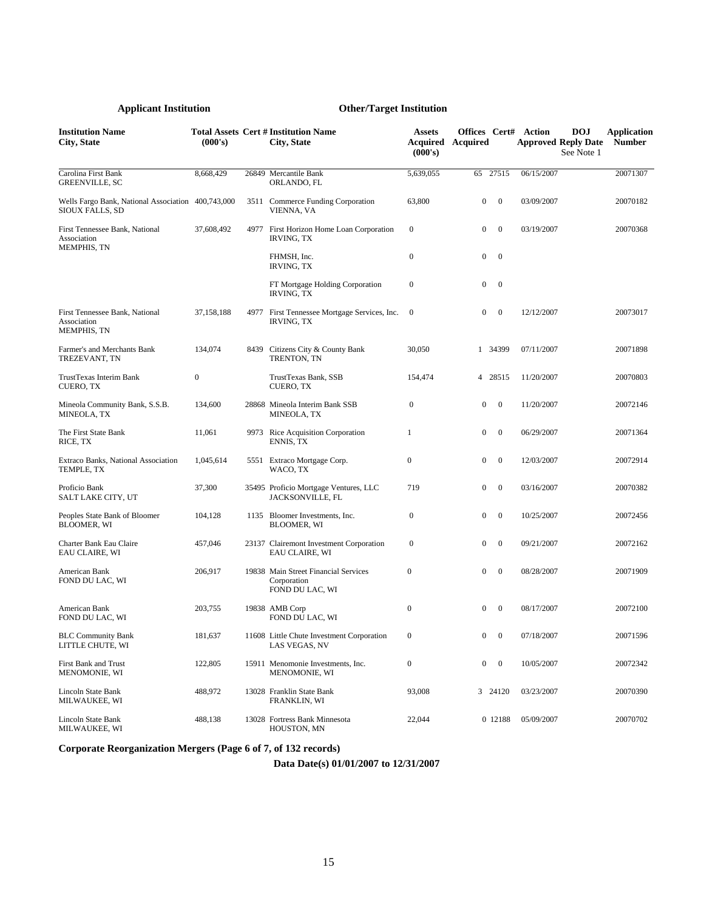| Applicant Institution | | | Other/Target Institution | | | | | | |
|---|---|---|---|---|---|---|---|---|---|
| **Institution Name City, State** | **Total Assets (000's)** | **Cert #** | **Institution Name City, State** | **Assets Acquired (000's)** | **Offices Acquired** | **Cert#** | **Action Approved** | **DOJ Reply Date See Note 1** | **Application Number** |
| Carolina First Bank GREENVILLE, SC | 8,668,429 | 26849 | Mercantile Bank ORLANDO, FL | 5,639,055 | 65 | 27515 | 06/15/2007 | | 20071307 |
| Wells Fargo Bank, National Association SIOUX FALLS, SD | 400,743,000 | 3511 | Commerce Funding Corporation VIENNA, VA | 63,800 | 0 | 0 | 03/09/2007 | | 20070182 |
| First Tennessee Bank, National Association MEMPHIS, TN | 37,608,492 | 4977 | First Horizon Home Loan Corporation IRVING, TX | 0 | 0 | 0 | 03/19/2007 | | 20070368 |
| | | | FHMSH, Inc. IRVING, TX | 0 | 0 | 0 | | | |
| | | | FT Mortgage Holding Corporation IRVING, TX | 0 | 0 | 0 | | | |
| First Tennessee Bank, National Association MEMPHIS, TN | 37,158,188 | 4977 | First Tennessee Mortgage Services, Inc. IRVING, TX | 0 | 0 | 0 | 12/12/2007 | | 20073017 |
| Farmer's and Merchants Bank TREZEVANT, TN | 134,074 | 8439 | Citizens City & County Bank TRENTON, TN | 30,050 | 1 | 34399 | 07/11/2007 | | 20071898 |
| TrustTexas Interim Bank CUERO, TX | 0 | | TrustTexas Bank, SSB CUERO, TX | 154,474 | 4 | 28515 | 11/20/2007 | | 20070803 |
| Mineola Community Bank, S.S.B. MINEOLA, TX | 134,600 | 28868 | Mineola Interim Bank SSB MINEOLA, TX | 0 | 0 | 0 | 11/20/2007 | | 20072146 |
| The First State Bank RICE, TX | 11,061 | 9973 | Rice Acquisition Corporation ENNIS, TX | 1 | 0 | 0 | 06/29/2007 | | 20071364 |
| Extraco Banks, National Association TEMPLE, TX | 1,045,614 | 5551 | Extraco Mortgage Corp. WACO, TX | 0 | 0 | 0 | 12/03/2007 | | 20072914 |
| Proficio Bank SALT LAKE CITY, UT | 37,300 | 35495 | Proficio Mortgage Ventures, LLC JACKSONVILLE, FL | 719 | 0 | 0 | 03/16/2007 | | 20070382 |
| Peoples State Bank of Bloomer BLOOMER, WI | 104,128 | 1135 | Bloomer Investments, Inc. BLOOMER, WI | 0 | 0 | 0 | 10/25/2007 | | 20072456 |
| Charter Bank Eau Claire EAU CLAIRE, WI | 457,046 | 23137 | Clairemont Investment Corporation EAU CLAIRE, WI | 0 | 0 | 0 | 09/21/2007 | | 20072162 |
| American Bank FOND DU LAC, WI | 206,917 | 19838 | Main Street Financial Services Corporation FOND DU LAC, WI | 0 | 0 | 0 | 08/28/2007 | | 20071909 |
| American Bank FOND DU LAC, WI | 203,755 | 19838 | AMB Corp FOND DU LAC, WI | 0 | 0 | 0 | 08/17/2007 | | 20072100 |
| BLC Community Bank LITTLE CHUTE, WI | 181,637 | 11608 | Little Chute Investment Corporation LAS VEGAS, NV | 0 | 0 | 0 | 07/18/2007 | | 20071596 |
| First Bank and Trust MENOMONIE, WI | 122,805 | 15911 | Menomonie Investments, Inc. MENOMONIE, WI | 0 | 0 | 0 | 10/05/2007 | | 20072342 |
| Lincoln State Bank MILWAUKEE, WI | 488,972 | 13028 | Franklin State Bank FRANKLIN, WI | 93,008 | 3 | 24120 | 03/23/2007 | | 20070390 |
| Lincoln State Bank MILWAUKEE, WI | 488,138 | 13028 | Fortress Bank Minnesota HOUSTON, MN | 22,044 | 0 | 12188 | 05/09/2007 | | 20070702 |

**Corporate Reorganization Mergers (Page 6 of 7, of 132 records)**

**Data Date(s) 01/01/2007 to 12/31/2007**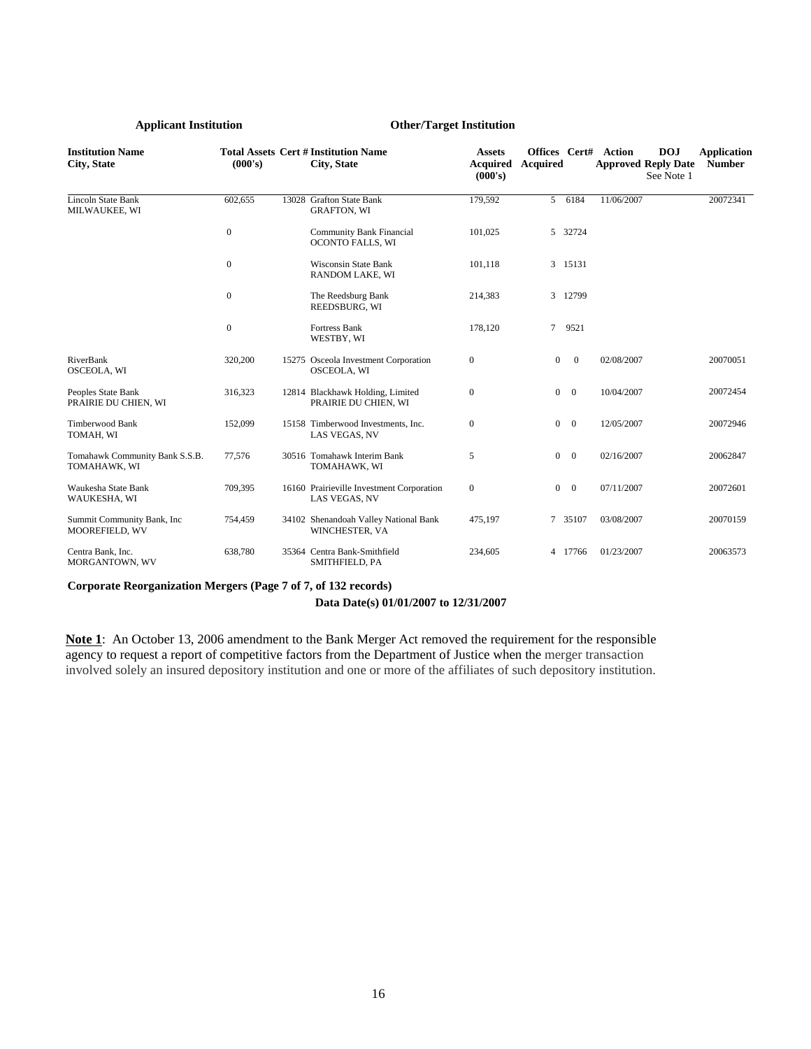| Applicant Institution | | | Other/Target Institution | | | | | | |
|---|---|---|---|---|---|---|---|---|---|
| **Institution Name City, State** | **Total Assets (000's)** | **Cert #** | **Institution Name City, State** | **Assets Acquired (000's)** | **Offices Acquired** | **Cert#** | **Action Approved** | **DOJ Reply Date See Note 1** | **Application Number** |
| Lincoln State Bank MILWAUKEE, WI | 602,655 | 13028 | Grafton State Bank GRAFTON, WI | 179,592 | 5 | 6184 | 11/06/2007 | | 20072341 |
| | 0 | | Community Bank Financial OCONTO FALLS, WI | 101,025 | 5 | 32724 | | | |
| | 0 | | Wisconsin State Bank RANDOM LAKE, WI | 101,118 | 3 | 15131 | | | |
| | 0 | | The Reedsburg Bank REEDSBURG, WI | 214,383 | 3 | 12799 | | | |
| | 0 | | Fortress Bank WESTBY, WI | 178,120 | 7 | 9521 | | | |
| RiverBank OSCEOLA, WI | 320,200 | 15275 | Osceola Investment Corporation OSCEOLA, WI | 0 | 0 | 0 | 02/08/2007 | | 20070051 |
| Peoples State Bank PRAIRIE DU CHIEN, WI | 316,323 | 12814 | Blackhawk Holding, Limited PRAIRIE DU CHIEN, WI | 0 | 0 | 0 | 10/04/2007 | | 20072454 |
| Timberwood Bank TOMAH, WI | 152,099 | 15158 | Timberwood Investments, Inc. LAS VEGAS, NV | 0 | 0 | 0 | 12/05/2007 | | 20072946 |
| Tomahawk Community Bank S.S.B. TOMAHAWK, WI | 77,576 | 30516 | Tomahawk Interim Bank TOMAHAWK, WI | 5 | 0 | 0 | 02/16/2007 | | 20062847 |
| Waukesha State Bank WAUKESHA, WI | 709,395 | 16160 | Prairieville Investment Corporation LAS VEGAS, NV | 0 | 0 | 0 | 07/11/2007 | | 20072601 |
| Summit Community Bank, Inc MOOREFIELD, WV | 754,459 | 34102 | Shenandoah Valley National Bank WINCHESTER, VA | 475,197 | 7 | 35107 | 03/08/2007 | | 20070159 |
| Centra Bank, Inc. MORGANTOWN, WV | 638,780 | 35364 | Centra Bank-Smithfield SMITHFIELD, PA | 234,605 | 4 | 17766 | 01/23/2007 | | 20063573 |

**Corporate Reorganization Mergers (Page 7 of 7, of 132 records)**

**Data Date(s) 01/01/2007 to 12/31/2007**

**Note 1**: An October 13, 2006 amendment to the Bank Merger Act removed the requirement for the responsible agency to request a report of competitive factors from the Department of Justice when the merger transaction involved solely an insured depository institution and one or more of the affiliates of such depository institution.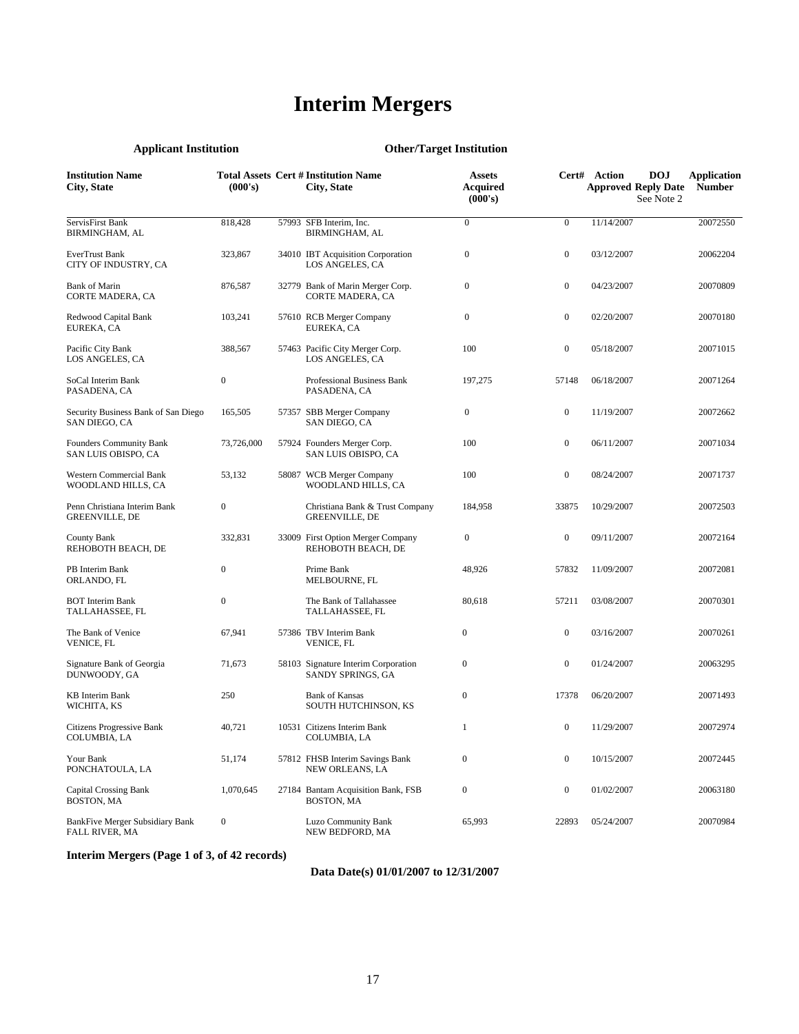# Interim Mergers

| Applicant Institution | | | Other/Target Institution | | | | | |
|---|---|---|---|---|---|---|---|---|
| **Institution Name City, State** | **Total Assets (000's)** | **Cert #** | **Institution Name City, State** | **Assets Acquired (000's)** | **Cert#** | **Action Approved** | **DOJ Reply Date See Note 2** | **Application Number** |
| ServisFirst Bank BIRMINGHAM, AL | 818,428 | 57993 | SFB Interim, Inc. BIRMINGHAM, AL | 0 | 0 | 11/14/2007 | | 20072550 |
| EverTrust Bank CITY OF INDUSTRY, CA | 323,867 | 34010 | IBT Acquisition Corporation LOS ANGELES, CA | 0 | 0 | 03/12/2007 | | 20062204 |
| Bank of Marin CORTE MADERA, CA | 876,587 | 32779 | Bank of Marin Merger Corp. CORTE MADERA, CA | 0 | 0 | 04/23/2007 | | 20070809 |
| Redwood Capital Bank EUREKA, CA | 103,241 | 57610 | RCB Merger Company EUREKA, CA | 0 | 0 | 02/20/2007 | | 20070180 |
| Pacific City Bank LOS ANGELES, CA | 388,567 | 57463 | Pacific City Merger Corp. LOS ANGELES, CA | 100 | 0 | 05/18/2007 | | 20071015 |
| SoCal Interim Bank PASADENA, CA | 0 | | Professional Business Bank PASADENA, CA | 197,275 | 57148 | 06/18/2007 | | 20071264 |
| Security Business Bank of San Diego SAN DIEGO, CA | 165,505 | 57357 | SBB Merger Company SAN DIEGO, CA | 0 | 0 | 11/19/2007 | | 20072662 |
| Founders Community Bank SAN LUIS OBISPO, CA | 73,726,000 | 57924 | Founders Merger Corp. SAN LUIS OBISPO, CA | 100 | 0 | 06/11/2007 | | 20071034 |
| Western Commercial Bank WOODLAND HILLS, CA | 53,132 | 58087 | WCB Merger Company WOODLAND HILLS, CA | 100 | 0 | 08/24/2007 | | 20071737 |
| Penn Christiana Interim Bank GREENVILLE, DE | 0 | | Christiana Bank & Trust Company GREENVILLE, DE | 184,958 | 33875 | 10/29/2007 | | 20072503 |
| County Bank REHOBOTH BEACH, DE | 332,831 | 33009 | First Option Merger Company REHOBOTH BEACH, DE | 0 | 0 | 09/11/2007 | | 20072164 |
| PB Interim Bank ORLANDO, FL | 0 | | Prime Bank MELBOURNE, FL | 48,926 | 57832 | 11/09/2007 | | 20072081 |
| BOT Interim Bank TALLAHASSEE, FL | 0 | | The Bank of Tallahassee TALLAHASSEE, FL | 80,618 | 57211 | 03/08/2007 | | 20070301 |
| The Bank of Venice VENICE, FL | 67,941 | 57386 | TBV Interim Bank VENICE, FL | 0 | 0 | 03/16/2007 | | 20070261 |
| Signature Bank of Georgia DUNWOODY, GA | 71,673 | 58103 | Signature Interim Corporation SANDY SPRINGS, GA | 0 | 0 | 01/24/2007 | | 20063295 |
| KB Interim Bank WICHITA, KS | 250 | | Bank of Kansas SOUTH HUTCHINSON, KS | 0 | 17378 | 06/20/2007 | | 20071493 |
| Citizens Progressive Bank COLUMBIA, LA | 40,721 | 10531 | Citizens Interim Bank COLUMBIA, LA | 1 | 0 | 11/29/2007 | | 20072974 |
| Your Bank PONCHATOULA, LA | 51,174 | 57812 | FHSB Interim Savings Bank NEW ORLEANS, LA | 0 | 0 | 10/15/2007 | | 20072445 |
| Capital Crossing Bank BOSTON, MA | 1,070,645 | 27184 | Bantam Acquisition Bank, FSB BOSTON, MA | 0 | 0 | 01/02/2007 | | 20063180 |
| BankFive Merger Subsidiary Bank FALL RIVER, MA | 0 | | Luzo Community Bank NEW BEDFORD, MA | 65,993 | 22893 | 05/24/2007 | | 20070984 |

**Interim Mergers (Page 1 of 3, of 42 records)**

**Data Date(s) 01/01/2007 to 12/31/2007**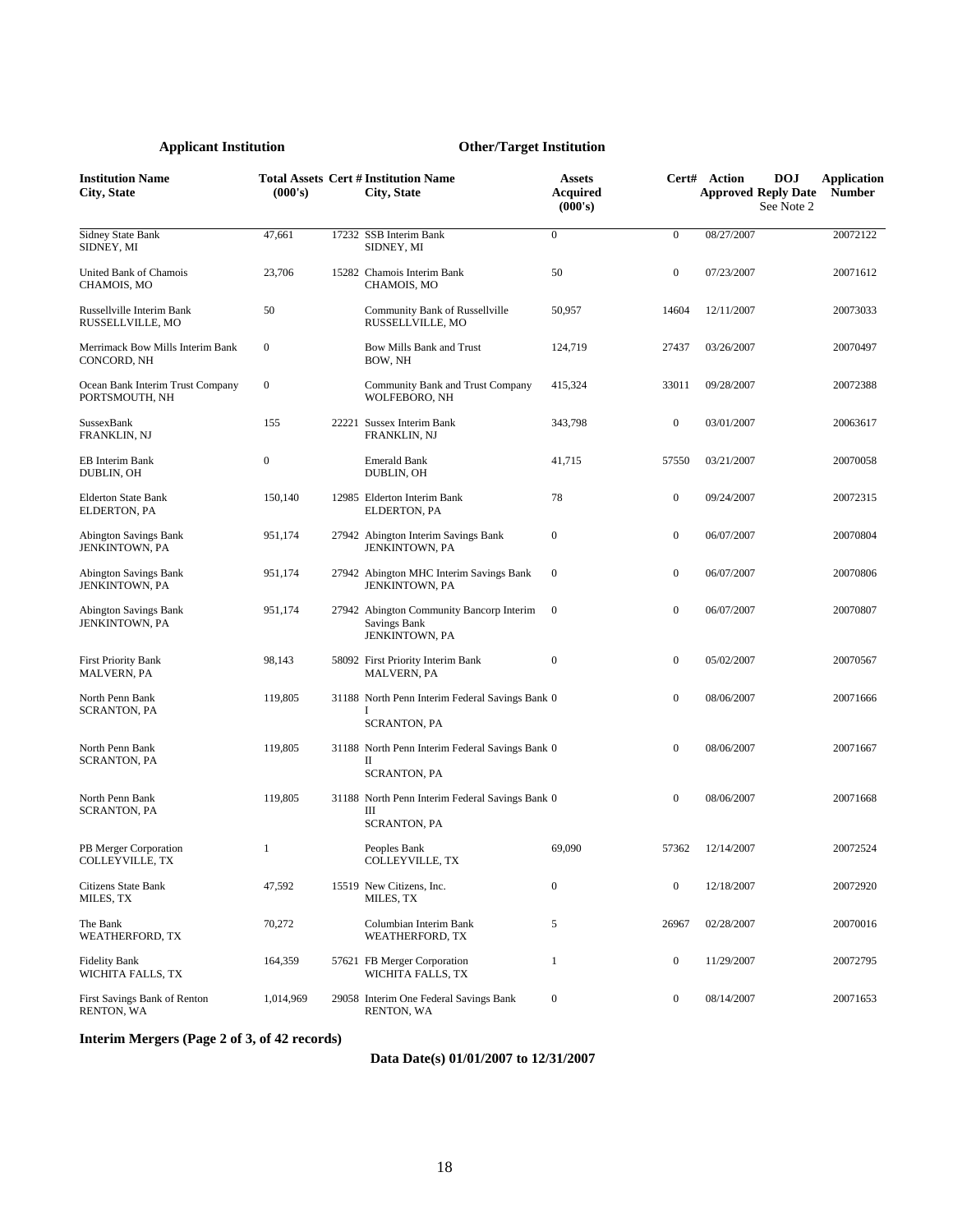| Applicant Institution | | | Other/Target Institution | | | | | |
|---|---|---|---|---|---|---|---|---|
| **Institution Name City, State** | **Total Assets (000's)** | **Cert #** | **Institution Name City, State** | **Assets Acquired (000's)** | **Cert#** | **Action Approved** | **DOJ Reply Date See Note 2** | **Application Number** |
| Sidney State Bank SIDNEY, MI | 47,661 | 17232 | SSB Interim Bank SIDNEY, MI | 0 | 0 | 08/27/2007 | | 20072122 |
| United Bank of Chamois CHAMOIS, MO | 23,706 | 15282 | Chamois Interim Bank CHAMOIS, MO | 50 | 0 | 07/23/2007 | | 20071612 |
| Russellville Interim Bank RUSSELLVILLE, MO | 50 | | Community Bank of Russellville RUSSELLVILLE, MO | 50,957 | 14604 | 12/11/2007 | | 20073033 |
| Merrimack Bow Mills Interim Bank CONCORD, NH | 0 | | Bow Mills Bank and Trust BOW, NH | 124,719 | 27437 | 03/26/2007 | | 20070497 |
| Ocean Bank Interim Trust Company PORTSMOUTH, NH | 0 | | Community Bank and Trust Company WOLFEBORO, NH | 415,324 | 33011 | 09/28/2007 | | 20072388 |
| SussexBank FRANKLIN, NJ | 155 | 22221 | Sussex Interim Bank FRANKLIN, NJ | 343,798 | 0 | 03/01/2007 | | 20063617 |
| EB Interim Bank DUBLIN, OH | 0 | | Emerald Bank DUBLIN, OH | 41,715 | 57550 | 03/21/2007 | | 20070058 |
| Elderton State Bank ELDERTON, PA | 150,140 | 12985 | Elderton Interim Bank ELDERTON, PA | 78 | 0 | 09/24/2007 | | 20072315 |
| Abington Savings Bank JENKINTOWN, PA | 951,174 | 27942 | Abington Interim Savings Bank JENKINTOWN, PA | 0 | 0 | 06/07/2007 | | 20070804 |
| Abington Savings Bank JENKINTOWN, PA | 951,174 | 27942 | Abington MHC Interim Savings Bank JENKINTOWN, PA | 0 | 0 | 06/07/2007 | | 20070806 |
| Abington Savings Bank JENKINTOWN, PA | 951,174 | 27942 | Abington Community Bancorp Interim Savings Bank JENKINTOWN, PA | 0 | 0 | 06/07/2007 | | 20070807 |
| First Priority Bank MALVERN, PA | 98,143 | 58092 | First Priority Interim Bank MALVERN, PA | 0 | 0 | 05/02/2007 | | 20070567 |
| North Penn Bank SCRANTON, PA | 119,805 | 31188 | North Penn Interim Federal Savings Bank I SCRANTON, PA | 0 | 0 | 08/06/2007 | | 20071666 |
| North Penn Bank SCRANTON, PA | 119,805 | 31188 | North Penn Interim Federal Savings Bank II SCRANTON, PA | 0 | 0 | 08/06/2007 | | 20071667 |
| North Penn Bank SCRANTON, PA | 119,805 | 31188 | North Penn Interim Federal Savings Bank III SCRANTON, PA | 0 | 0 | 08/06/2007 | | 20071668 |
| PB Merger Corporation COLLEYVILLE, TX | 1 | | Peoples Bank COLLEYVILLE, TX | 69,090 | 57362 | 12/14/2007 | | 20072524 |
| Citizens State Bank MILES, TX | 47,592 | 15519 | New Citizens, Inc. MILES, TX | 0 | 0 | 12/18/2007 | | 20072920 |
| The Bank WEATHERFORD, TX | 70,272 | | Columbian Interim Bank WEATHERFORD, TX | 5 | 26967 | 02/28/2007 | | 20070016 |
| Fidelity Bank WICHITA FALLS, TX | 164,359 | 57621 | FB Merger Corporation WICHITA FALLS, TX | 1 | 0 | 11/29/2007 | | 20072795 |
| First Savings Bank of Renton RENTON, WA | 1,014,969 | 29058 | Interim One Federal Savings Bank RENTON, WA | 0 | 0 | 08/14/2007 | | 20071653 |

**Interim Mergers (Page 2 of 3, of 42 records)**

**Data Date(s) 01/01/2007 to 12/31/2007**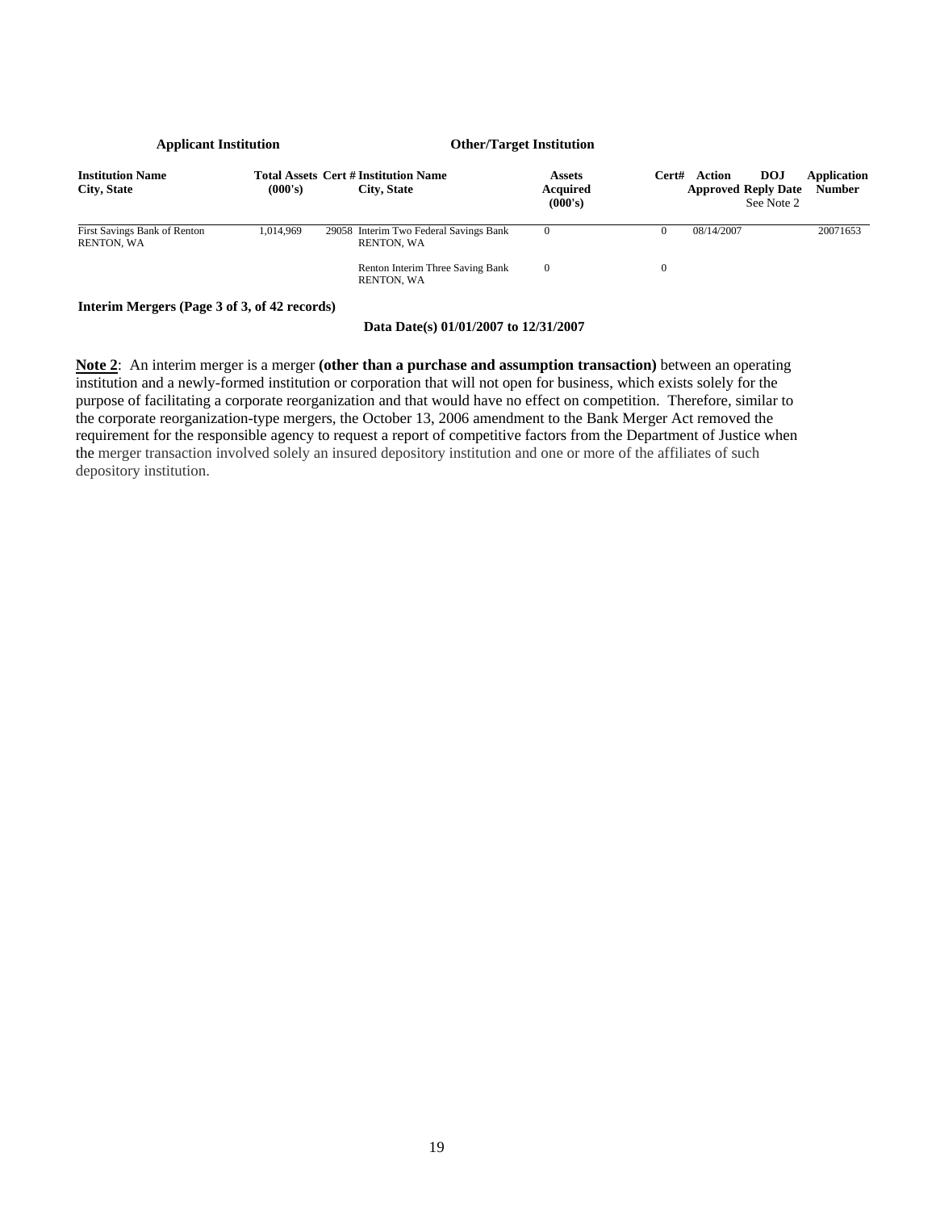| Applicant Institution | | | Other/Target Institution | | | | | |
|---|---|---|---|---|---|---|---|---|
| **Institution Name City, State** | **Total Assets (000's)** | **Cert #** | **Institution Name City, State** | **Assets Acquired (000's)** | **Cert#** | **Action Approved** | **DOJ Reply Date** See Note 2 | **Application Number** |
| First Savings Bank of Renton RENTON, WA | 1,014,969 | 29058 | Interim Two Federal Savings Bank RENTON, WA | 0 | 0 | 08/14/2007 | | 20071653 |
| | | | Renton Interim Three Saving Bank RENTON, WA | 0 | 0 | | | |

**Interim Mergers (Page 3 of 3, of 42 records)**

**Data Date(s) 01/01/2007 to 12/31/2007**

**Note 2**: An interim merger is a merger **(other than a purchase and assumption transaction)** between an operating institution and a newly-formed institution or corporation that will not open for business, which exists solely for the purpose of facilitating a corporate reorganization and that would have no effect on competition. Therefore, similar to the corporate reorganization-type mergers, the October 13, 2006 amendment to the Bank Merger Act removed the requirement for the responsible agency to request a report of competitive factors from the Department of Justice when the merger transaction involved solely an insured depository institution and one or more of the affiliates of such depository institution.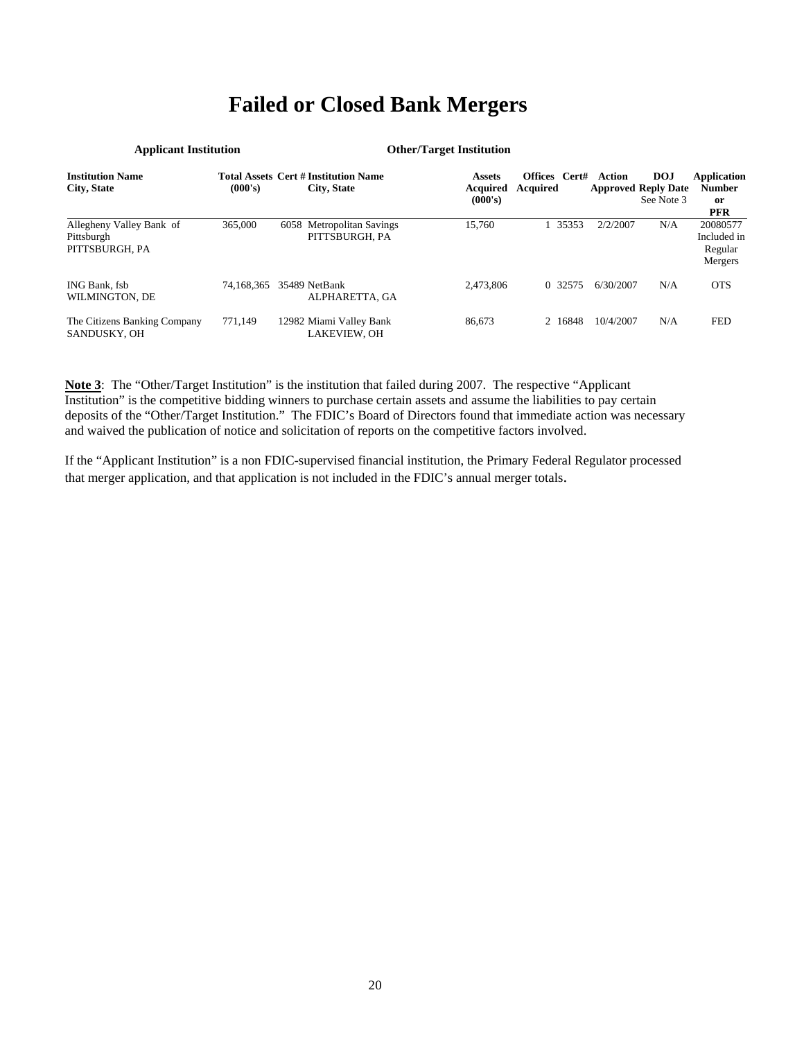# Failed or Closed Bank Mergers

| Applicant Institution | | | Other/Target Institution | | | | | | |
|---|---|---|---|---|---|---|---|---|---|
| **Institution Name City, State** | **Total Assets (000's)** | **Cert #** | **Institution Name City, State** | **Assets Acquired (000's)** | **Offices Acquired** | **Cert#** | **Action Approved** | **DOJ Reply Date** See Note 3 | **Application Number or PFR** |
| Allegheny Valley Bank of Pittsburgh PITTSBURGH, PA | 365,000 | 6058 | Metropolitan Savings PITTSBURGH, PA | 15,760 | 1 | 35353 | 2/2/2007 | N/A | 20080577 Included in Regular Mergers |
| ING Bank, fsb WILMINGTON, DE | 74,168,365 | 35489 | NetBank ALPHARETTA, GA | 2,473,806 | 0 | 32575 | 6/30/2007 | N/A | OTS |
| The Citizens Banking Company SANDUSKY, OH | 771,149 | 12982 | Miami Valley Bank LAKEVIEW, OH | 86,673 | 2 | 16848 | 10/4/2007 | N/A | FED |

**Note 3**: The "Other/Target Institution" is the institution that failed during 2007. The respective "Applicant Institution" is the competitive bidding winners to purchase certain assets and assume the liabilities to pay certain deposits of the "Other/Target Institution." The FDIC's Board of Directors found that immediate action was necessary and waived the publication of notice and solicitation of reports on the competitive factors involved.

If the "Applicant Institution" is a non FDIC-supervised financial institution, the Primary Federal Regulator processed that merger application, and that application is not included in the FDIC's annual merger totals.